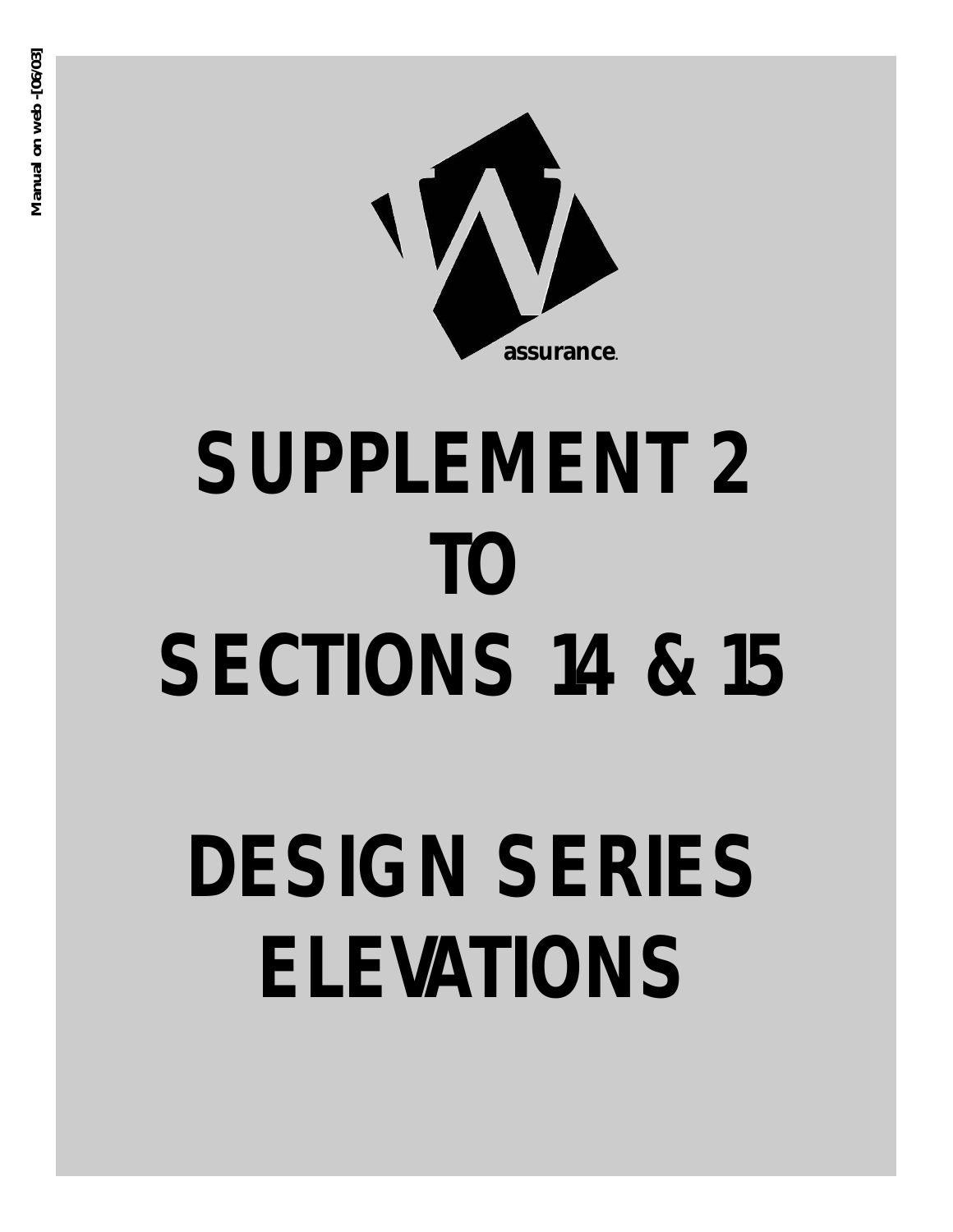Manual on web - [06/03]

assurance.

# SUPPLEMENT 2 TO SECTIONS 14 & 15

# DESIGN SERIES ELEVATIONS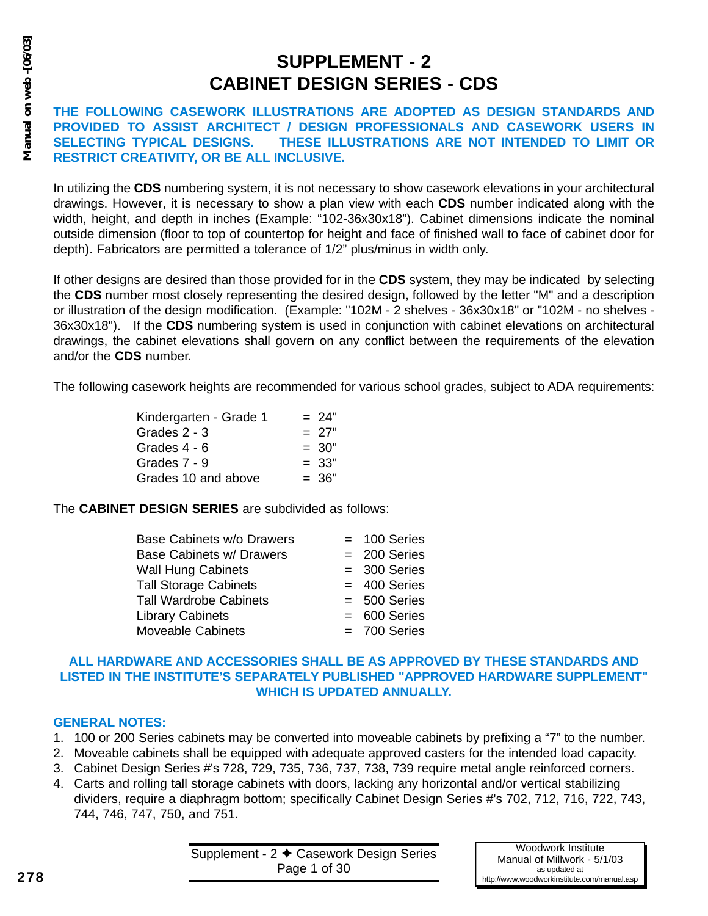# SUPPLEMENT - 2
# CABINET DESIGN SERIES - CDS

**THE FOLLOWING CASEWORK ILLUSTRATIONS ARE ADOPTED AS DESIGN STANDARDS AND PROVIDED TO ASSIST ARCHITECT / DESIGN PROFESSIONALS AND CASEWORK USERS IN SELECTING TYPICAL DESIGNS. THESE ILLUSTRATIONS ARE NOT INTENDED TO LIMIT OR RESTRICT CREATIVITY, OR BE ALL INCLUSIVE.**

In utilizing the **CDS** numbering system, it is not necessary to show casework elevations in your architectural drawings. However, it is necessary to show a plan view with each **CDS** number indicated along with the width, height, and depth in inches (Example: "102-36x30x18"). Cabinet dimensions indicate the nominal outside dimension (floor to top of countertop for height and face of finished wall to face of cabinet door for depth). Fabricators are permitted a tolerance of 1/2" plus/minus in width only.

If other designs are desired than those provided for in the **CDS** system, they may be indicated by selecting the **CDS** number most closely representing the desired design, followed by the letter "M" and a description or illustration of the design modification. (Example: "102M - 2 shelves - 36x30x18" or "102M - no shelves - 36x30x18"). If the **CDS** numbering system is used in conjunction with cabinet elevations on architectural drawings, the cabinet elevations shall govern on any conflict between the requirements of the elevation and/or the **CDS** number.

The following casework heights are recommended for various school grades, subject to ADA requirements:

| Grade | Height |
|---|---|
| Kindergarten - Grade 1 | = 24" |
| Grades 2 - 3 | = 27" |
| Grades 4 - 6 | = 30" |
| Grades 7 - 9 | = 33" |
| Grades 10 and above | = 36" |

The **CABINET DESIGN SERIES** are subdivided as follows:

| Cabinet Type | Series |
|---|---|
| Base Cabinets w/o Drawers | = 100 Series |
| Base Cabinets w/ Drawers | = 200 Series |
| Wall Hung Cabinets | = 300 Series |
| Tall Storage Cabinets | = 400 Series |
| Tall Wardrobe Cabinets | = 500 Series |
| Library Cabinets | = 600 Series |
| Moveable Cabinets | = 700 Series |

**ALL HARDWARE AND ACCESSORIES SHALL BE AS APPROVED BY THESE STANDARDS AND LISTED IN THE INSTITUTE'S SEPARATELY PUBLISHED "APPROVED HARDWARE SUPPLEMENT" WHICH IS UPDATED ANNUALLY.**

**GENERAL NOTES:**

1. 100 or 200 Series cabinets may be converted into moveable cabinets by prefixing a "7" to the number.
2. Moveable cabinets shall be equipped with adequate approved casters for the intended load capacity.
3. Cabinet Design Series #'s 728, 729, 735, 736, 737, 738, 739 require metal angle reinforced corners.
4. Carts and rolling tall storage cabinets with doors, lacking any horizontal and/or vertical stabilizing dividers, require a diaphragm bottom; specifically Cabinet Design Series #'s 702, 712, 716, 722, 743, 744, 746, 747, 750, and 751.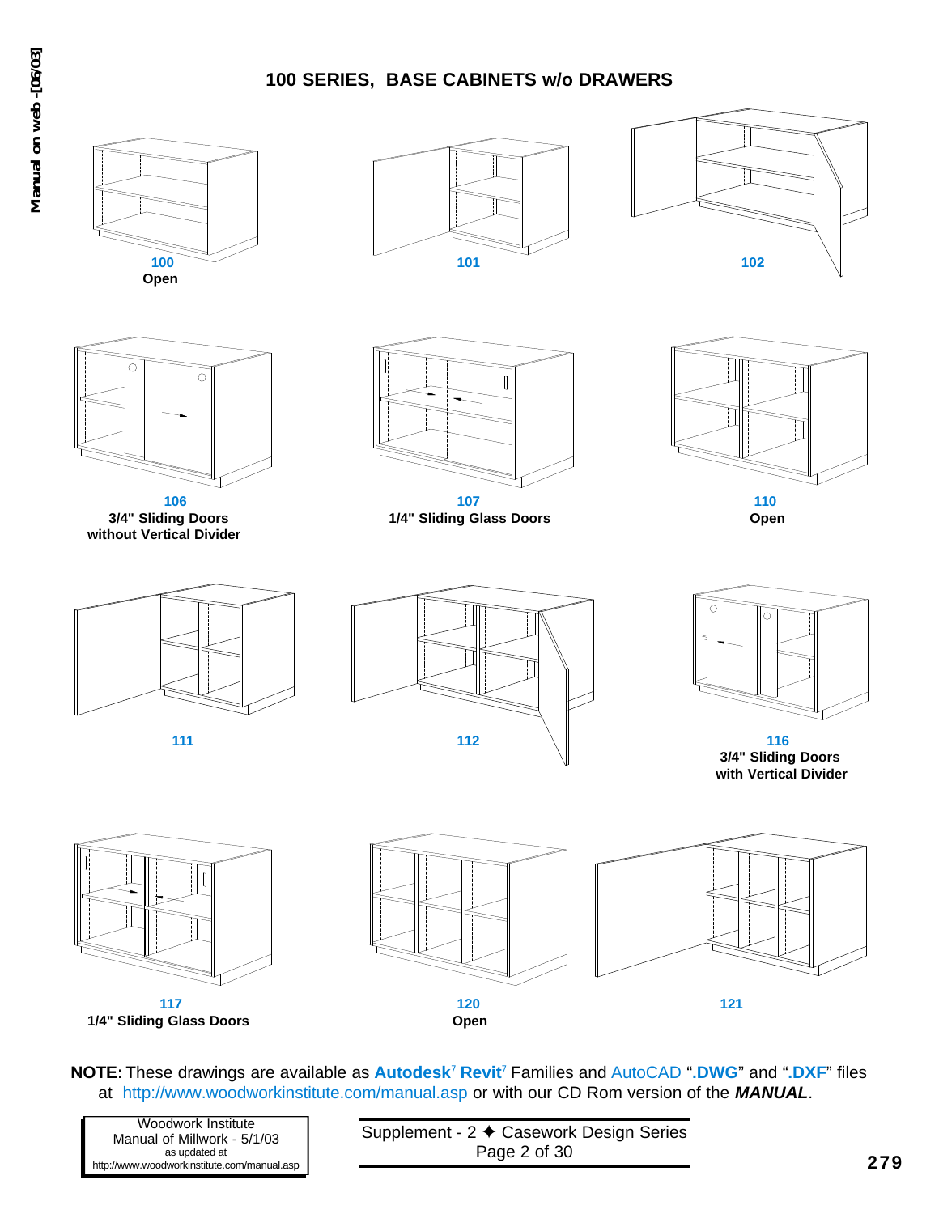# 100 SERIES, BASE CABINETS w/o DRAWERS

**100**
**Open**

**101**

**102**

**106**
**3/4" Sliding Doors without Vertical Divider**

**107**
**1/4" Sliding Glass Doors**

**110**
**Open**

**111**

**112**

**116**
**3/4" Sliding Doors with Vertical Divider**

**117**
**1/4" Sliding Glass Doors**

**120**
**Open**

**121**

**NOTE:** These drawings are available as **Autodesk® Revit®** Families and AutoCAD "**.DWG**" and "**.DXF**" files at http://www.woodworkinstitute.com/manual.asp or with our CD Rom version of the ***MANUAL***.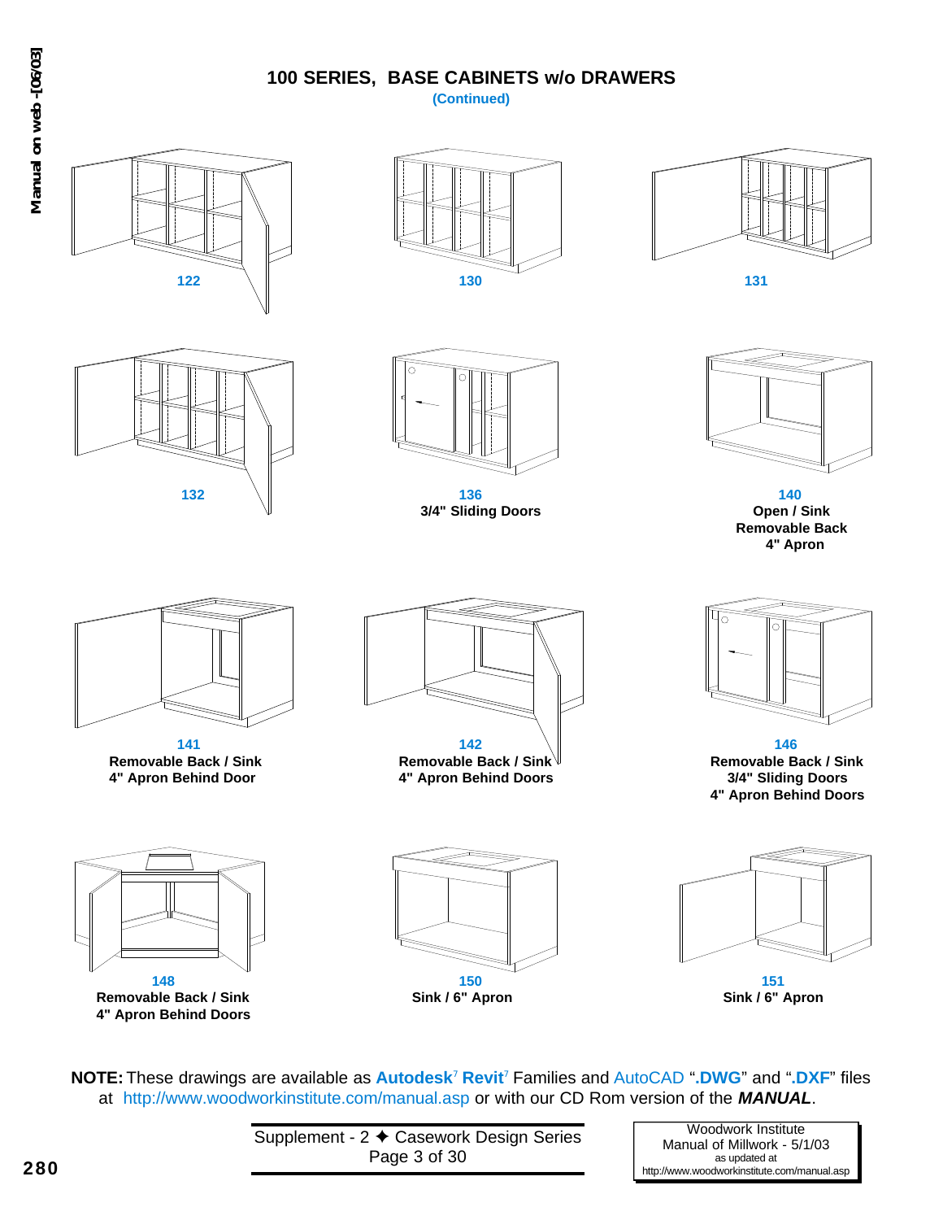# 100 SERIES, BASE CABINETS w/o DRAWERS

**(Continued)**

**122**

**130**

**131**

**132**

**136**
**3/4" Sliding Doors**

**140**
**Open / Sink**
**Removable Back**
**4" Apron**

**141**
**Removable Back / Sink**
**4" Apron Behind Door**

**142**
**Removable Back / Sink**
**4" Apron Behind Doors**

**146**
**Removable Back / Sink**
**3/4" Sliding Doors**
**4" Apron Behind Doors**

**148**
**Removable Back / Sink**
**4" Apron Behind Doors**

**150**
**Sink / 6" Apron**

**151**
**Sink / 6" Apron**

**NOTE:** These drawings are available as **Autodesk**[7] **Revit**[7] Families and AutoCAD "**.DWG**" and "**.DXF**" files at http://www.woodworkinstitute.com/manual.asp or with our CD Rom version of the ***MANUAL***.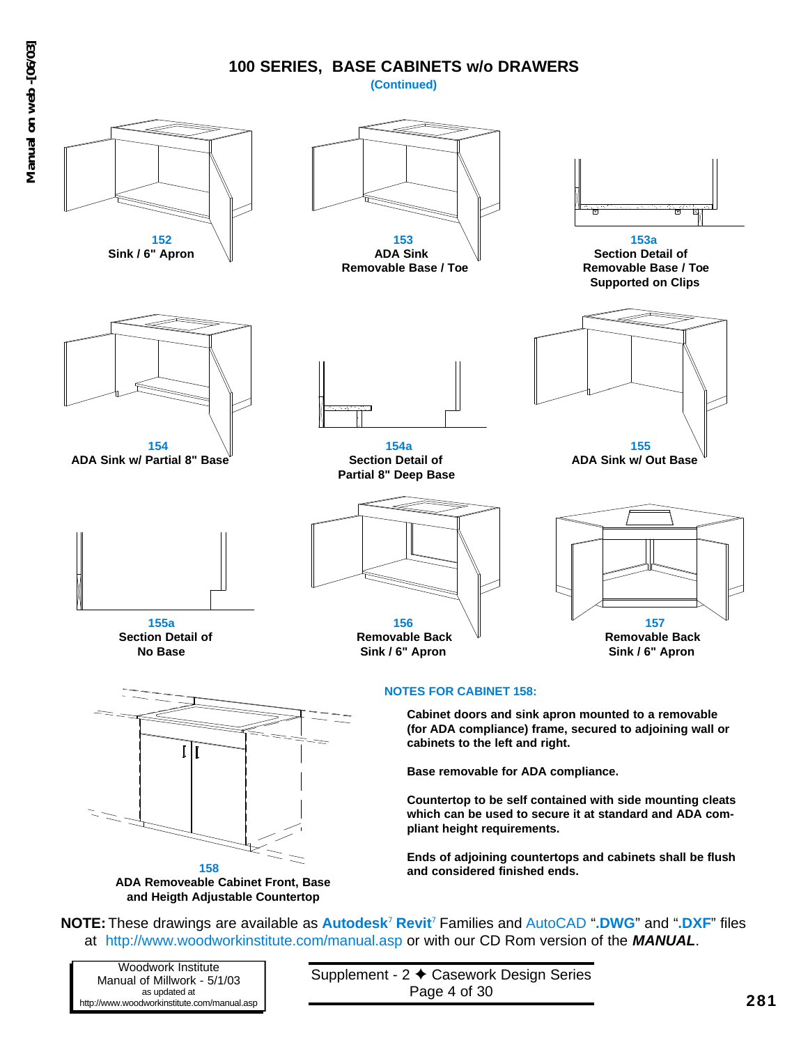# 100 SERIES, BASE CABINETS w/o DRAWERS

**(Continued)**

**152**
**Sink / 6" Apron**

**153**
**ADA Sink**
**Removable Base / Toe**

**153a**
**Section Detail of**
**Removable Base / Toe**
**Supported on Clips**

**154**
**ADA Sink w/ Partial 8" Base**

**154a**
**Section Detail of**
**Partial 8" Deep Base**

**155**
**ADA Sink w/ Out Base**

**155a**
**Section Detail of**
**No Base**

**156**
**Removable Back**
**Sink / 6" Apron**

**157**
**Removable Back**
**Sink / 6" Apron**

**158**
**ADA Removeable Cabinet Front, Base and Heigth Adjustable Countertop**

### NOTES FOR CABINET 158:

**Cabinet doors and sink apron mounted to a removable (for ADA compliance) frame, secured to adjoining wall or cabinets to the left and right.**

**Base removable for ADA compliance.**

**Countertop to be self contained with side mounting cleats which can be used to secure it at standard and ADA compliant height requirements.**

**Ends of adjoining countertops and cabinets shall be flush and considered finished ends.**

**NOTE:** These drawings are available as **Autodesk**[7] **Revit**[7] Families and AutoCAD "**.DWG**" and "**.DXF**" files at http://www.woodworkinstitute.com/manual.asp or with our CD Rom version of the ***MANUAL***.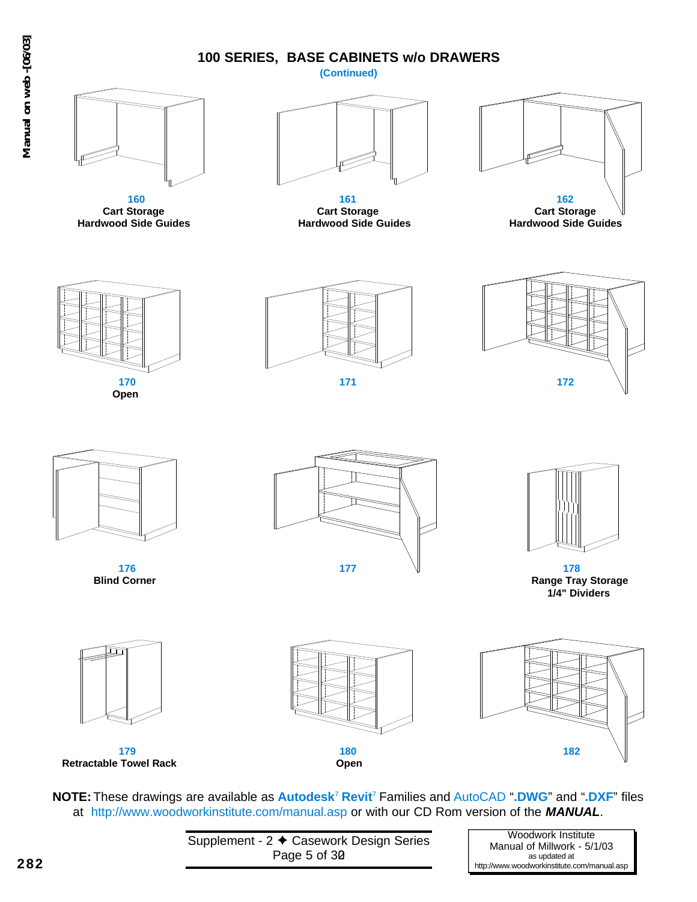# 100 SERIES, BASE CABINETS w/o DRAWERS

**(Continued)**

**160**
**Cart Storage**
**Hardwood Side Guides**

**161**
**Cart Storage**
**Hardwood Side Guides**

**162**
**Cart Storage**
**Hardwood Side Guides**

**170**
**Open**

**171**

**172**

**176**
**Blind Corner**

**177**

**178**
**Range Tray Storage**
**1/4" Dividers**

**179**
**Retractable Towel Rack**

**180**
**Open**

**182**

**NOTE:** These drawings are available as **Autodesk**[7] **Revit**[7] Families and AutoCAD "**.DWG**" and "**.DXF**" files at http://www.woodworkinstitute.com/manual.asp or with our CD Rom version of the ***MANUAL***.

Supplement - 2 ✦ Casework Design Series

Woodwork Institute
Manual of Millwork - 5/1/03
as updated at
http://www.woodworkinstitute.com/manual.asp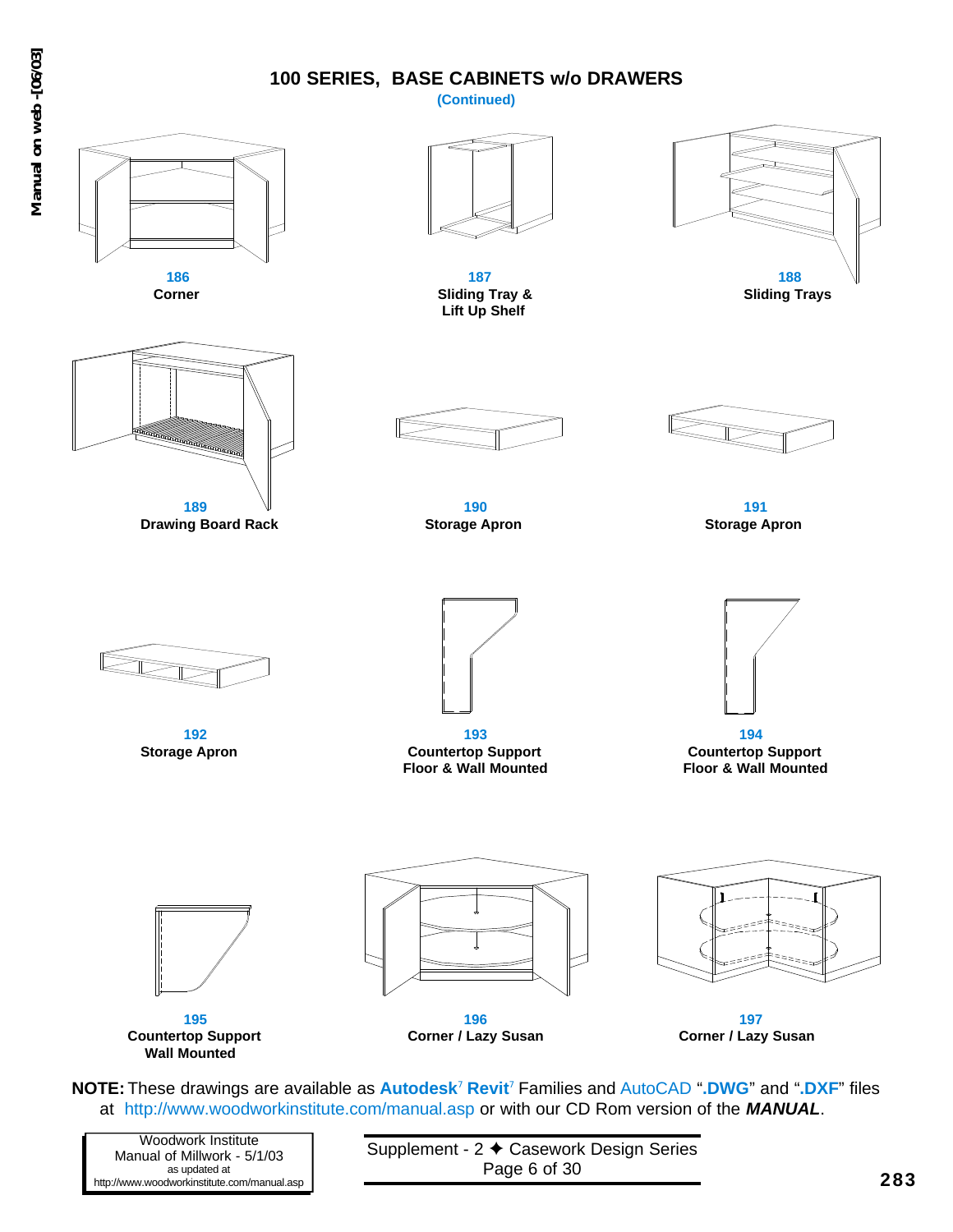## 100 SERIES, BASE CABINETS w/o DRAWERS

(Continued)

**186**
**Corner**

**187**
**Sliding Tray & Lift Up Shelf**

**188**
**Sliding Trays**

**189**
**Drawing Board Rack**

**190**
**Storage Apron**

**191**
**Storage Apron**

**192**
**Storage Apron**

**193**
**Countertop Support Floor & Wall Mounted**

**194**
**Countertop Support Floor & Wall Mounted**

**195**
**Countertop Support Wall Mounted**

**196**
**Corner / Lazy Susan**

**197**
**Corner / Lazy Susan**

**NOTE:** These drawings are available as **Autodesk**[7] **Revit**[7] Families and AutoCAD "**.DWG**" and "**.DXF**" files at http://www.woodworkinstitute.com/manual.asp or with our CD Rom version of the ***MANUAL***.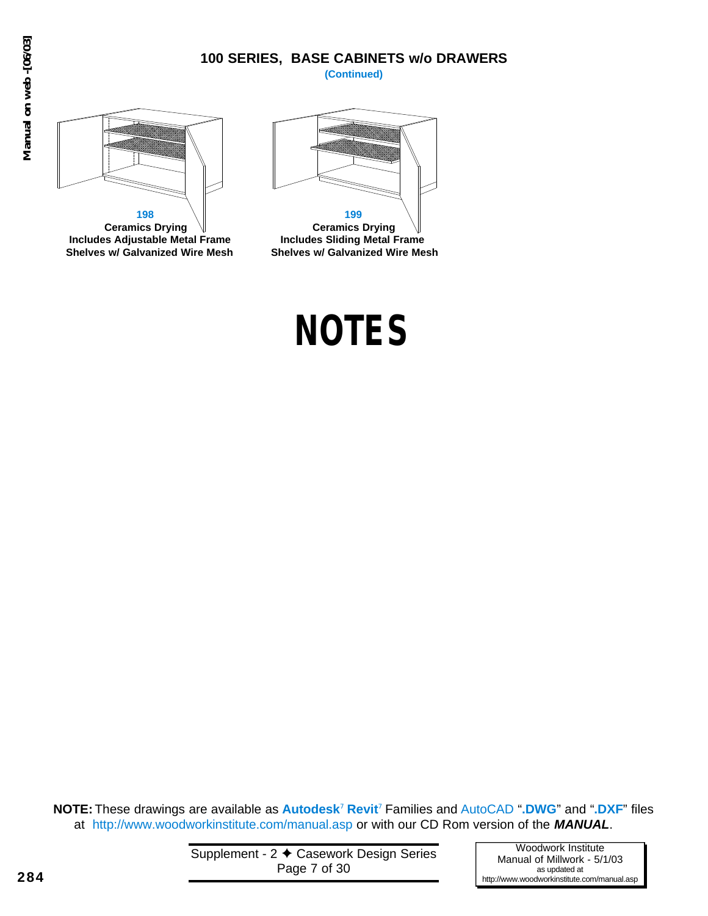## 100 SERIES, BASE CABINETS w/o DRAWERS

(Continued)

**198**
**Ceramics Drying**
**Includes Adjustable Metal Frame Shelves w/ Galvanized Wire Mesh**

**199**
**Ceramics Drying**
**Includes Sliding Metal Frame Shelves w/ Galvanized Wire Mesh**

# NOTES

**NOTE:** These drawings are available as **Autodesk**[7] **Revit**[7] Families and AutoCAD "**.DWG**" and "**.DXF**" files at http://www.woodworkinstitute.com/manual.asp or with our CD Rom version of the ***MANUAL***.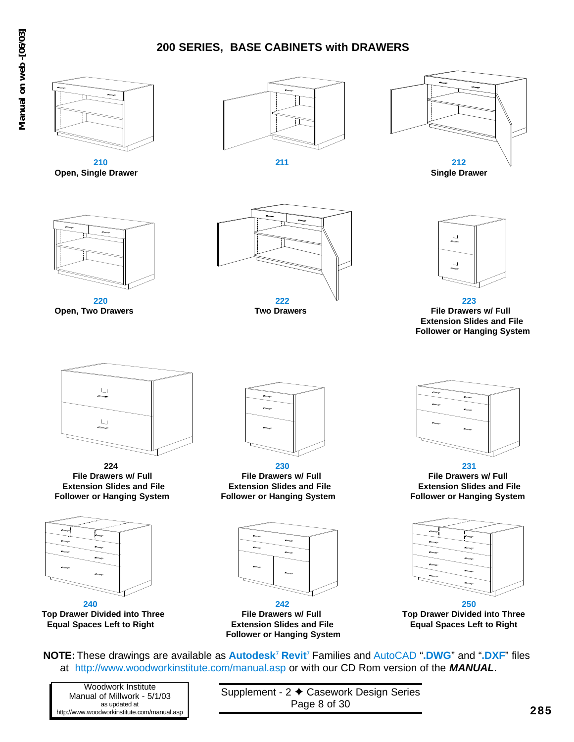# 200 SERIES, BASE CABINETS with DRAWERS

**210**
**Open, Single Drawer**

**211**

**212**
**Single Drawer**

**220**
**Open, Two Drawers**

**222**
**Two Drawers**

**223**
**File Drawers w/ Full Extension Slides and File Follower or Hanging System**

**224**
**File Drawers w/ Full Extension Slides and File Follower or Hanging System**

**230**
**File Drawers w/ Full Extension Slides and File Follower or Hanging System**

**231**
**File Drawers w/ Full Extension Slides and File Follower or Hanging System**

**240**
**Top Drawer Divided into Three Equal Spaces Left to Right**

**242**
**File Drawers w/ Full Extension Slides and File Follower or Hanging System**

**250**
**Top Drawer Divided into Three Equal Spaces Left to Right**

**NOTE:** These drawings are available as **Autodesk**[7] **Revit**[7] Families and AutoCAD "**.DWG**" and "**.DXF**" files at http://www.woodworkinstitute.com/manual.asp or with our CD Rom version of the ***MANUAL***.

Woodwork Institute
Manual of Millwork - 5/1/03
as updated at
http://www.woodworkinstitute.com/manual.asp

Supplement - 2 ✦ Casework Design Series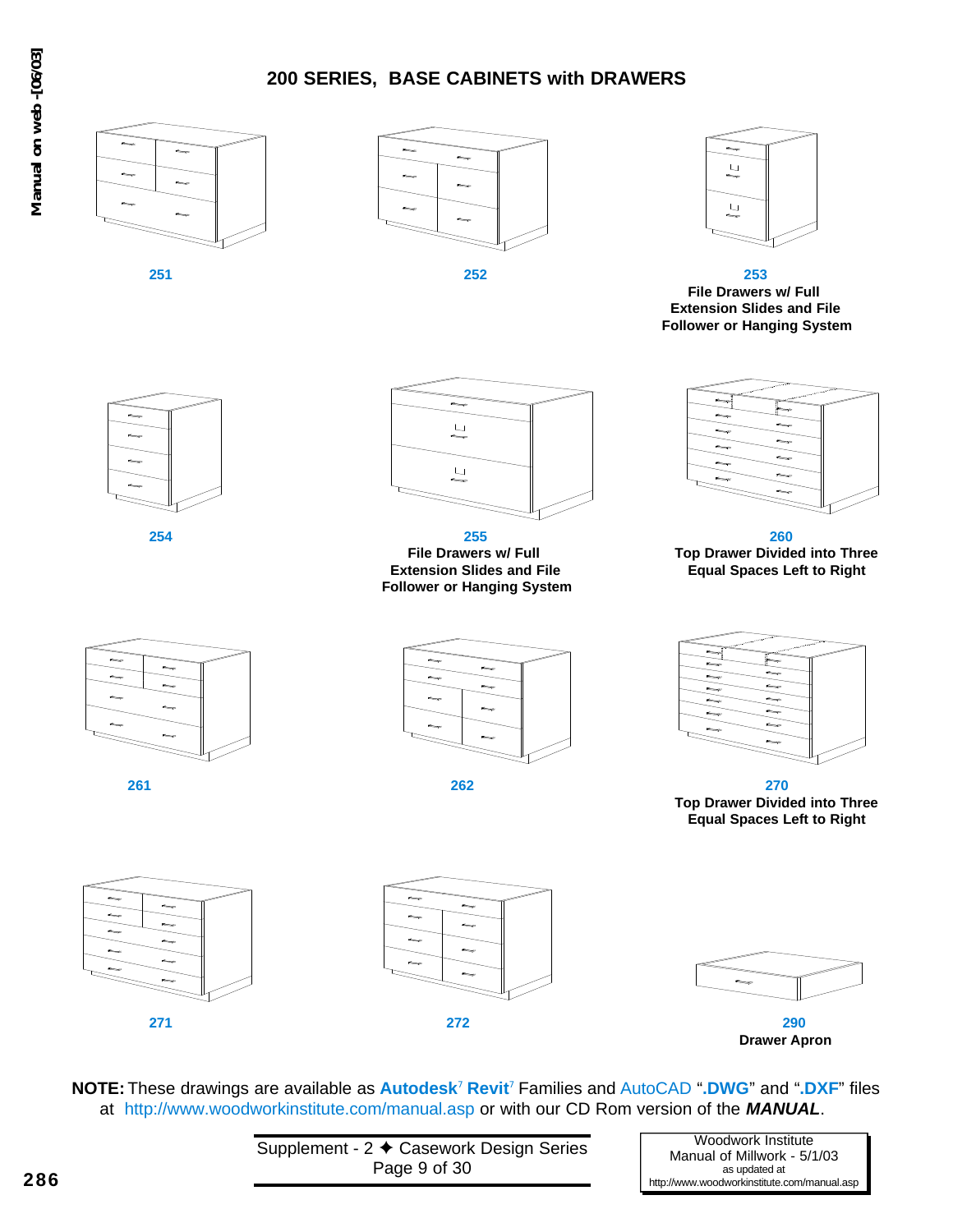# 200 SERIES, BASE CABINETS with DRAWERS

**251**

**252**

**253**
**File Drawers w/ Full Extension Slides and File Follower or Hanging System**

**254**

**255**
**File Drawers w/ Full Extension Slides and File Follower or Hanging System**

**260**
**Top Drawer Divided into Three Equal Spaces Left to Right**

**261**

**262**

**270**
**Top Drawer Divided into Three Equal Spaces Left to Right**

**271**

**272**

**290**
**Drawer Apron**

**NOTE:** These drawings are available as **Autodesk**[7] **Revit**[7] Families and AutoCAD "**.DWG**" and "**.DXF**" files at http://www.woodworkinstitute.com/manual.asp or with our CD Rom version of the ***MANUAL***.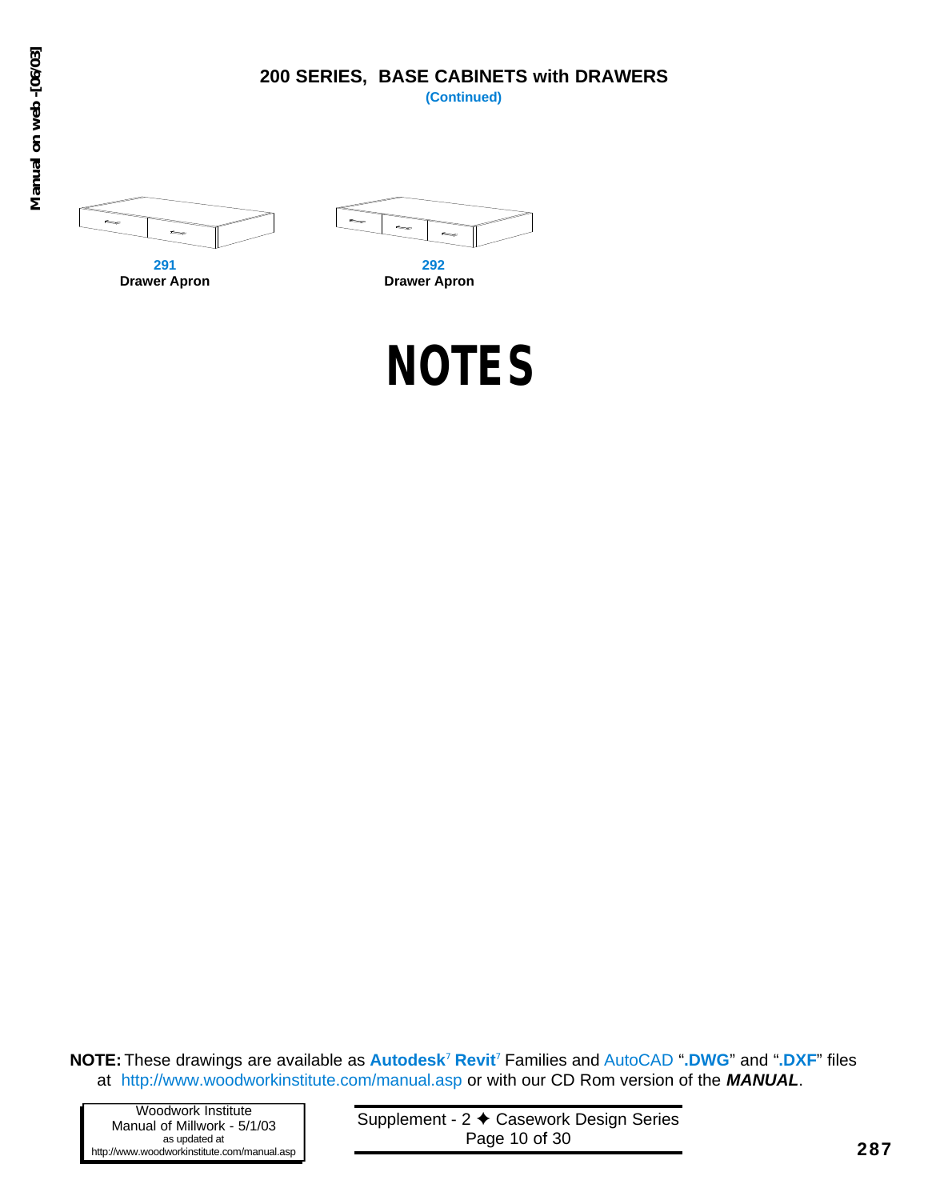# 200 SERIES, BASE CABINETS with DRAWERS

**(Continued)**

**291**
**Drawer Apron**

**292**
**Drawer Apron**

# NOTES

**NOTE:** These drawings are available as **Autodesk**[7] **Revit**[7] Families and AutoCAD ".**DWG**" and ".**DXF**" files at http://www.woodworkinstitute.com/manual.asp or with our CD Rom version of the ***MANUAL***.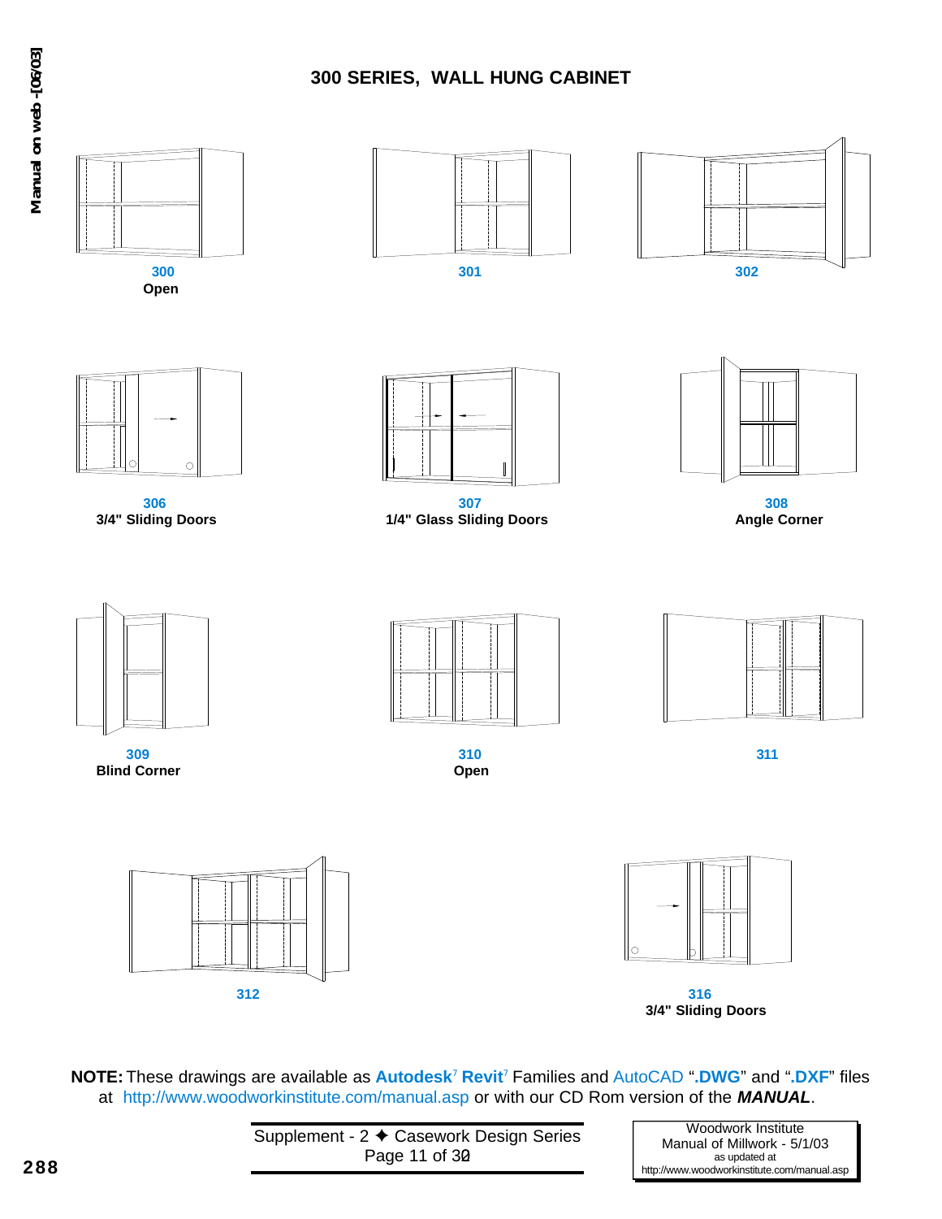# 300 SERIES, WALL HUNG CABINET

300
**Open**

301

302

306
**3/4" Sliding Doors**

307
**1/4" Glass Sliding Doors**

308
**Angle Corner**

309
**Blind Corner**

310
**Open**

311

312

316
**3/4" Sliding Doors**

**NOTE:** These drawings are available as **Autodesk® Revit®** Families and AutoCAD "**.DWG**" and "**.DXF**" files at http://www.woodworkinstitute.com/manual.asp or with our CD Rom version of the ***MANUAL***.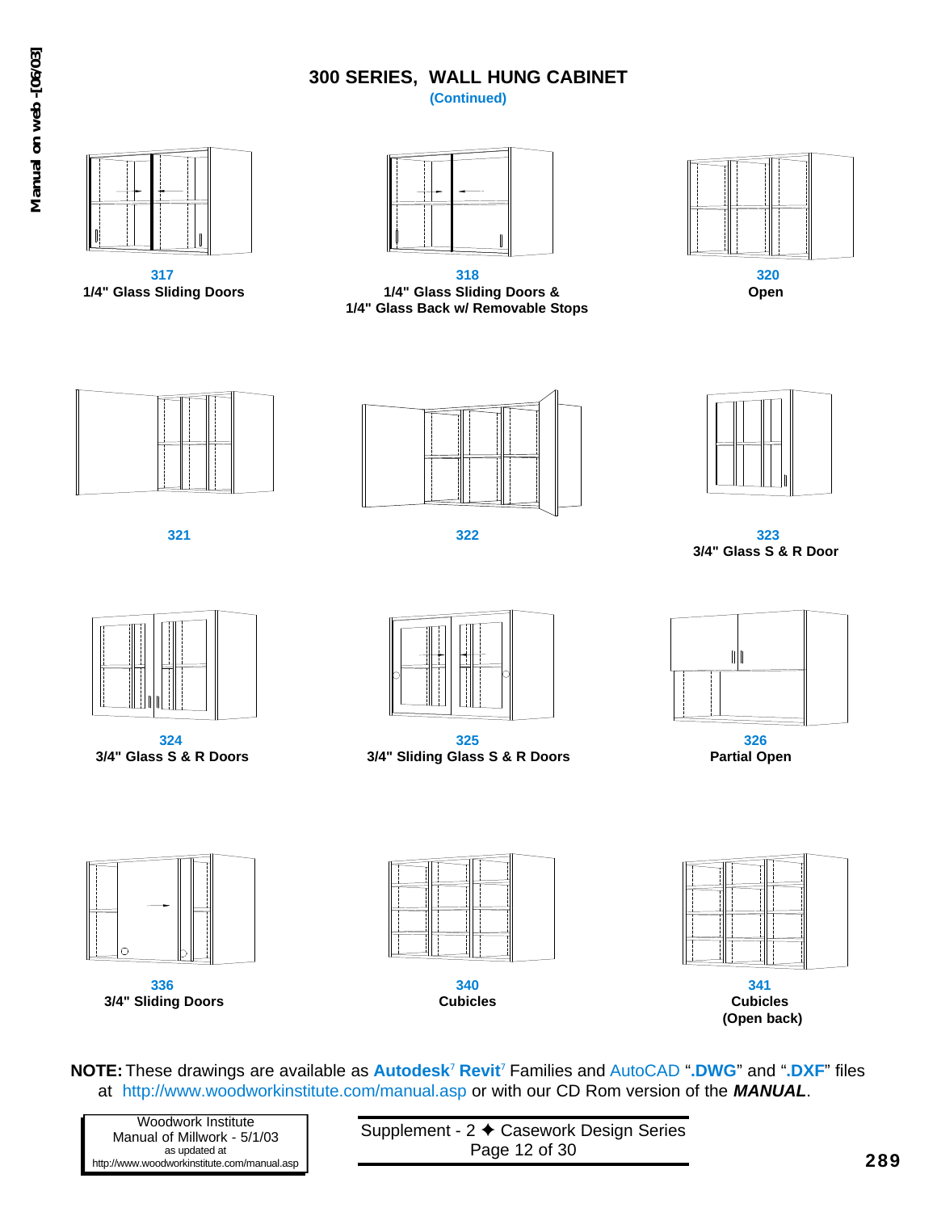# 300 SERIES, WALL HUNG CABINET

**(Continued)**

**317**
**1/4" Glass Sliding Doors**

**318**
**1/4" Glass Sliding Doors & 1/4" Glass Back w/ Removable Stops**

**320**
**Open**

**321**

**322**

**323**
**3/4" Glass S & R Door**

**324**
**3/4" Glass S & R Doors**

**325**
**3/4" Sliding Glass S & R Doors**

**326**
**Partial Open**

**336**
**3/4" Sliding Doors**

**340**
**Cubicles**

**341**
**Cubicles (Open back)**

**NOTE:** These drawings are available as **Autodesk**[7] **Revit**[7] Families and AutoCAD "**.DWG**" and "**.DXF**" files at http://www.woodworkinstitute.com/manual.asp or with our CD Rom version of the ***MANUAL***.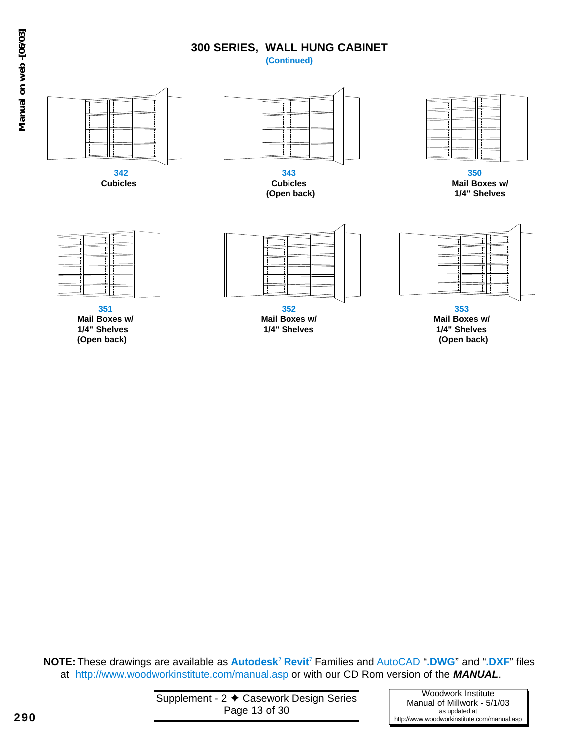# 300 SERIES, WALL HUNG CABINET

**(Continued)**

**342**
**Cubicles**

**343**
**Cubicles**
**(Open back)**

**350**
**Mail Boxes w/**
**1/4" Shelves**

**351**
**Mail Boxes w/**
**1/4" Shelves**
**(Open back)**

**352**
**Mail Boxes w/**
**1/4" Shelves**

**353**
**Mail Boxes w/**
**1/4" Shelves**
**(Open back)**

**NOTE:** These drawings are available as **Autodesk**[7] **Revit**[7] Families and AutoCAD "**.DWG**" and "**.DXF**" files at http://www.woodworkinstitute.com/manual.asp or with our CD Rom version of the ***MANUAL***.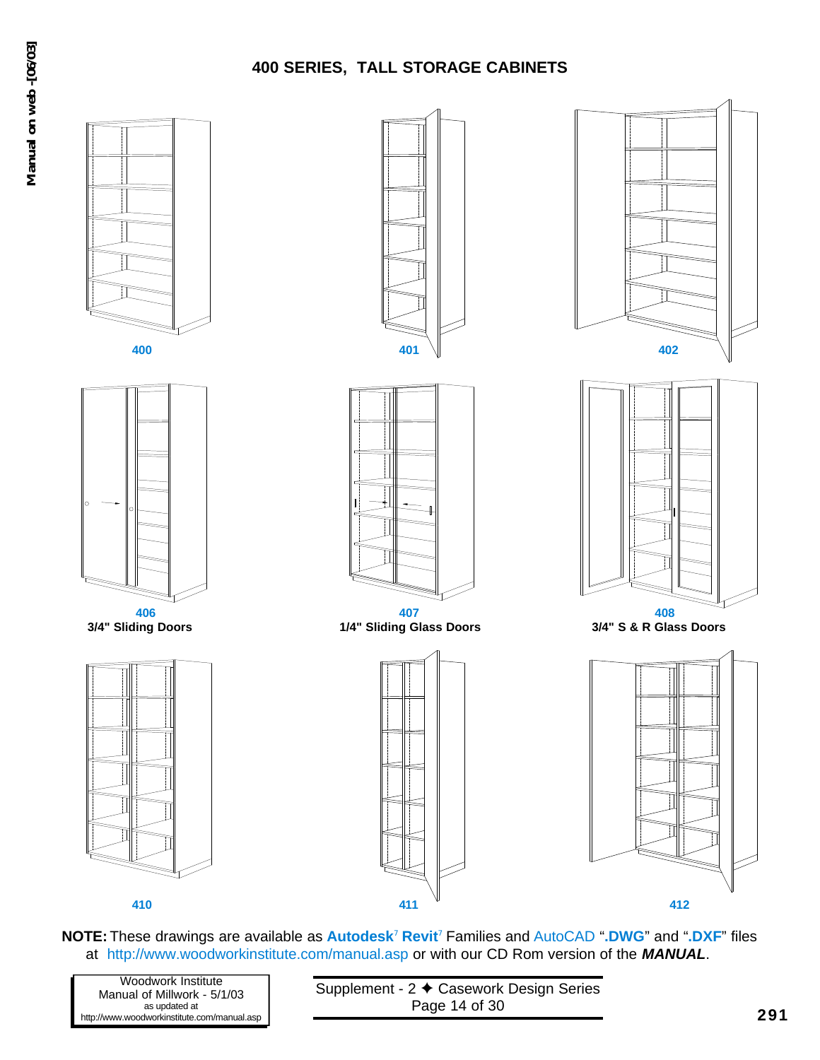# 400 SERIES, TALL STORAGE CABINETS

400

401

402

406
3/4" Sliding Doors

407
1/4" Sliding Glass Doors

408
3/4" S & R Glass Doors

410

411

412

**NOTE:** These drawings are available as **Autodesk® Revit®** Families and AutoCAD "**.DWG**" and "**.DXF**" files at http://www.woodworkinstitute.com/manual.asp or with our CD Rom version of the ***MANUAL***.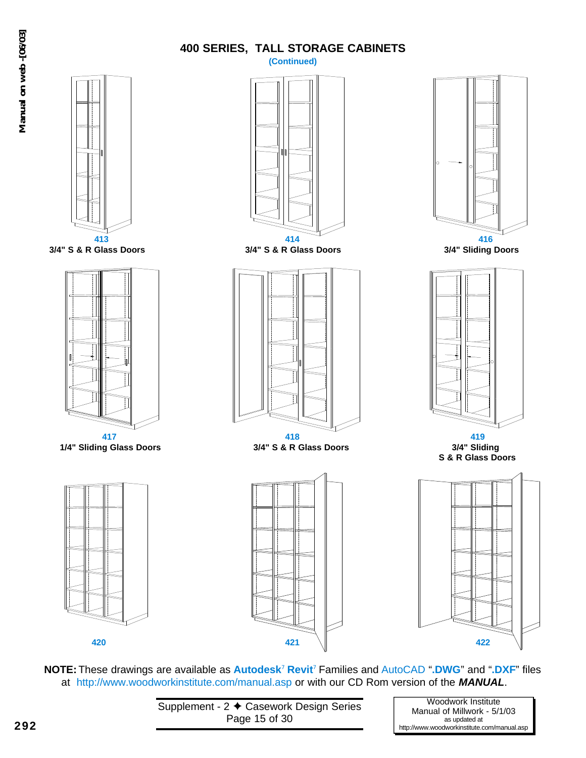# 400 SERIES, TALL STORAGE CABINETS

**(Continued)**

**413**
**3/4" S & R Glass Doors**

**414**
**3/4" S & R Glass Doors**

**416**
**3/4" Sliding Doors**

**417**
**1/4" Sliding Glass Doors**

**418**
**3/4" S & R Glass Doors**

**419**
**3/4" Sliding S & R Glass Doors**

**420**

**421**

**422**

**NOTE:** These drawings are available as **Autodesk**[7] **Revit**[7] Families and AutoCAD "**.DWG**" and "**.DXF**" files at http://www.woodworkinstitute.com/manual.asp or with our CD Rom version of the ***MANUAL***.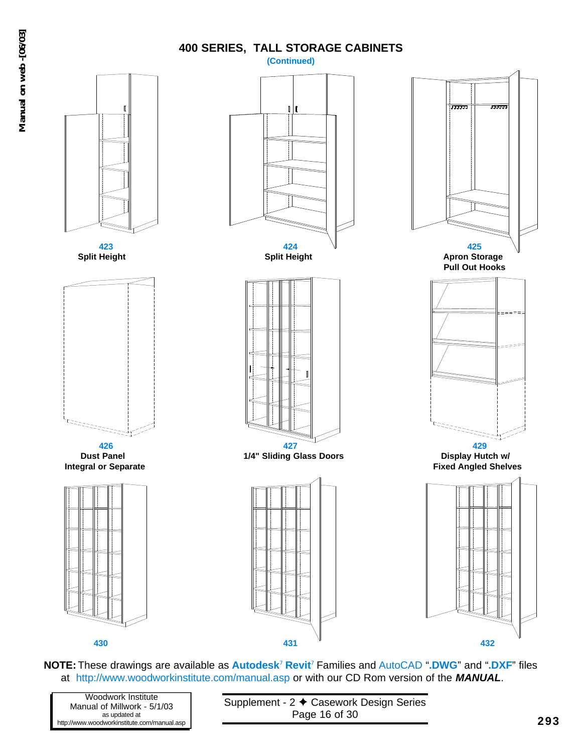# 400 SERIES, TALL STORAGE CABINETS

**(Continued)**

**423**
**Split Height**

**424**
**Split Height**

**425**
**Apron Storage**
**Pull Out Hooks**

**426**
**Dust Panel**
**Integral or Separate**

**427**
**1/4" Sliding Glass Doors**

**429**
**Display Hutch w/**
**Fixed Angled Shelves**

**430**

**431**

**432**

**NOTE:** These drawings are available as **Autodesk**[7] **Revit**[7] Families and AutoCAD "**.DWG**" and "**.DXF**" files at http://www.woodworkinstitute.com/manual.asp or with our CD Rom version of the ***MANUAL***.

Woodwork Institute
Manual of Millwork - 5/1/03
as updated at
http://www.woodworkinstitute.com/manual.asp

Supplement - 2 ✦ Casework Design Series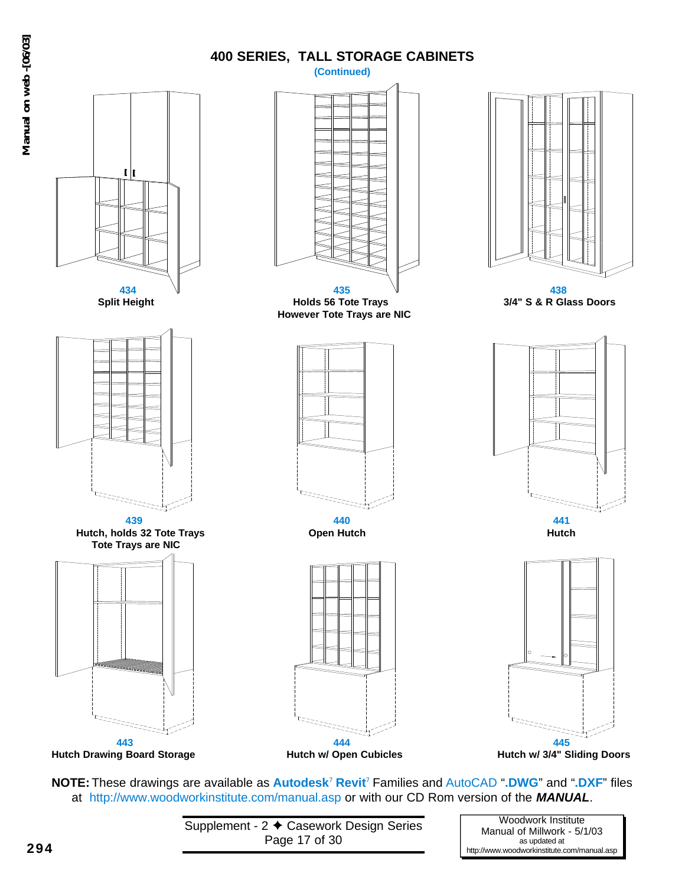# 400 SERIES, TALL STORAGE CABINETS

**(Continued)**

**434**
**Split Height**

**435**
**Holds 56 Tote Trays**
**However Tote Trays are NIC**

**438**
**3/4" S & R Glass Doors**

**439**
**Hutch, holds 32 Tote Trays**
**Tote Trays are NIC**

**440**
**Open Hutch**

**441**
**Hutch**

**443**
**Hutch Drawing Board Storage**

**444**
**Hutch w/ Open Cubicles**

**445**
**Hutch w/ 3/4" Sliding Doors**

**NOTE:** These drawings are available as **Autodesk**[7] **Revit**[7] Families and AutoCAD "**.DWG**" and "**.DXF**" files at http://www.woodworkinstitute.com/manual.asp or with our CD Rom version of the ***MANUAL***.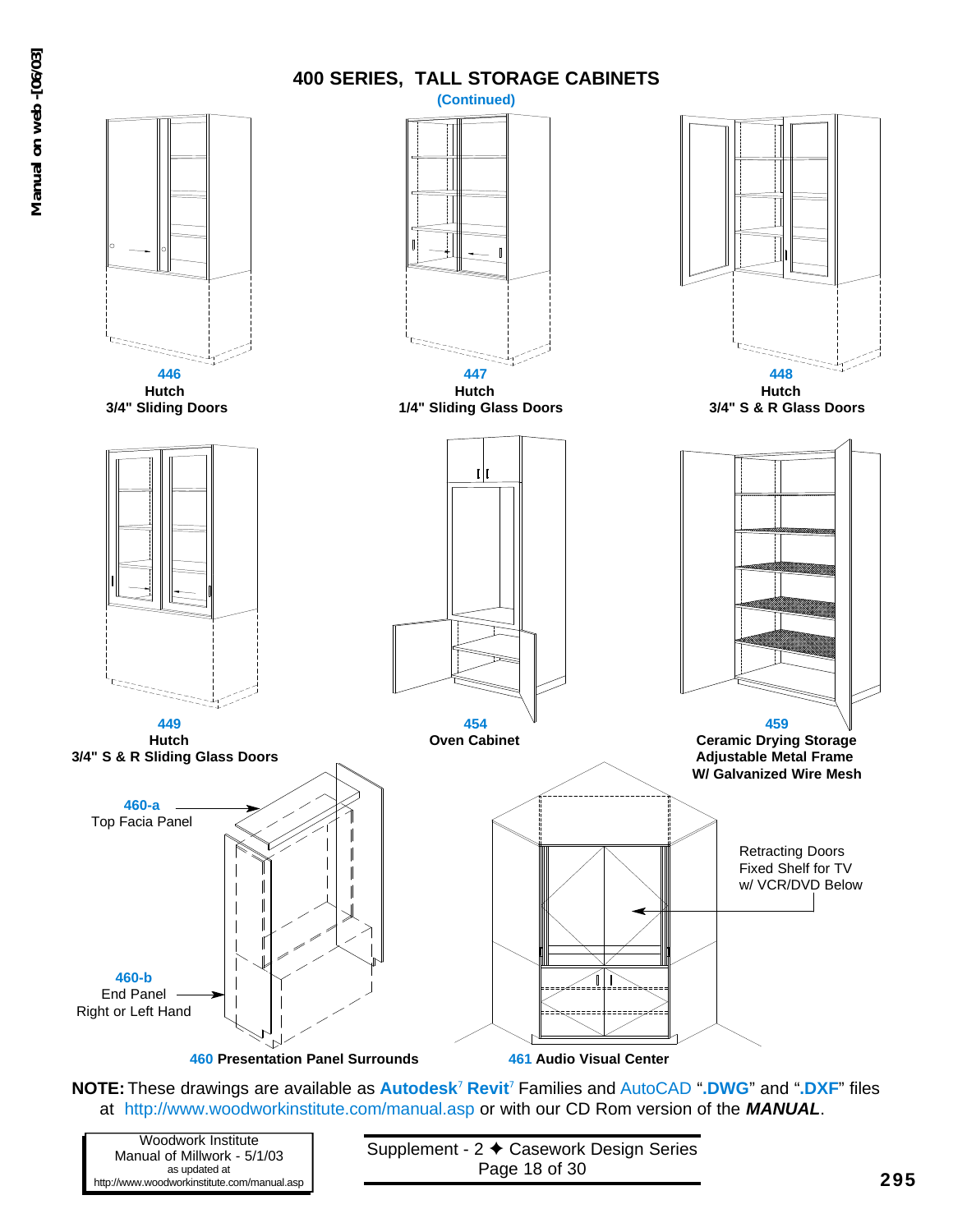# 400 SERIES, TALL STORAGE CABINETS

**(Continued)**

**446**
**Hutch**
**3/4" Sliding Doors**

**447**
**Hutch**
**1/4" Sliding Glass Doors**

**448**
**Hutch**
**3/4" S & R Glass Doors**

**449**
**Hutch**
**3/4" S & R Sliding Glass Doors**

**454**
**Oven Cabinet**

**459**
**Ceramic Drying Storage**
**Adjustable Metal Frame**
**W/ Galvanized Wire Mesh**

**460-a**
Top Facia Panel

**460-b**
End Panel
Right or Left Hand

**460 Presentation Panel Surrounds**

Retracting Doors
Fixed Shelf for TV
w/ VCR/DVD Below

**461 Audio Visual Center**

**NOTE:** These drawings are available as **Autodesk**[7] **Revit**[7] Families and AutoCAD "**.DWG**" and "**.DXF**" files at http://www.woodworkinstitute.com/manual.asp or with our CD Rom version of the ***MANUAL***.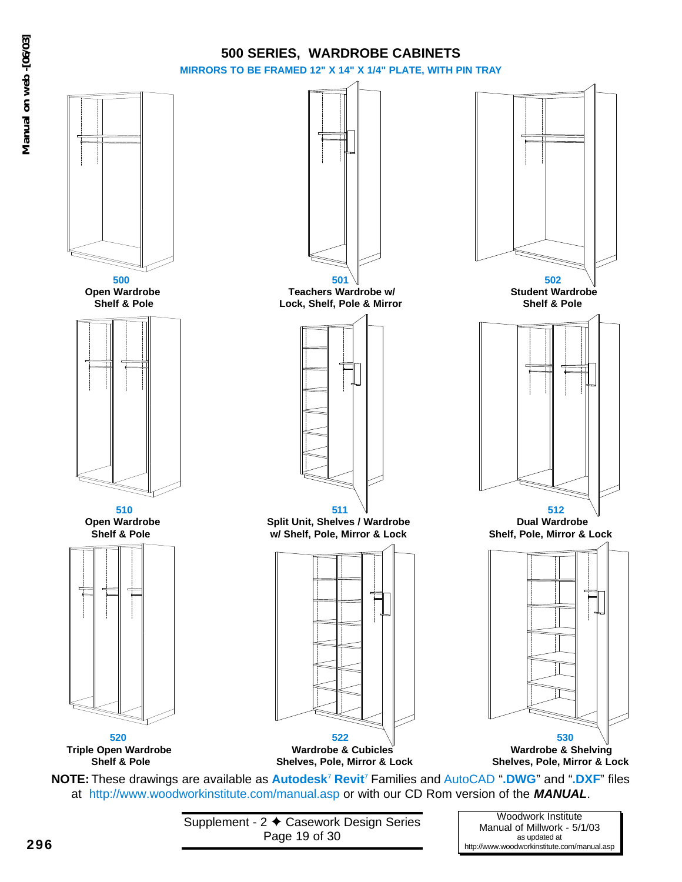# 500 SERIES, WARDROBE CABINETS

**MIRRORS TO BE FRAMED 12" X 14" X 1/4" PLATE, WITH PIN TRAY**

**500**
**Open Wardrobe Shelf & Pole**

**501**
**Teachers Wardrobe w/ Lock, Shelf, Pole & Mirror**

**502**
**Student Wardrobe Shelf & Pole**

**510**
**Open Wardrobe Shelf & Pole**

**511**
**Split Unit, Shelves / Wardrobe w/ Shelf, Pole, Mirror & Lock**

**512**
**Dual Wardrobe Shelf, Pole, Mirror & Lock**

**520**
**Triple Open Wardrobe Shelf & Pole**

**522**
**Wardrobe & Cubicles Shelves, Pole, Mirror & Lock**

**530**
**Wardrobe & Shelving Shelves, Pole, Mirror & Lock**

**NOTE:** These drawings are available as **Autodesk**[7] **Revit**[7] Families and AutoCAD "**.DWG**" and "**.DXF**" files at http://www.woodworkinstitute.com/manual.asp or with our CD Rom version of the ***MANUAL***.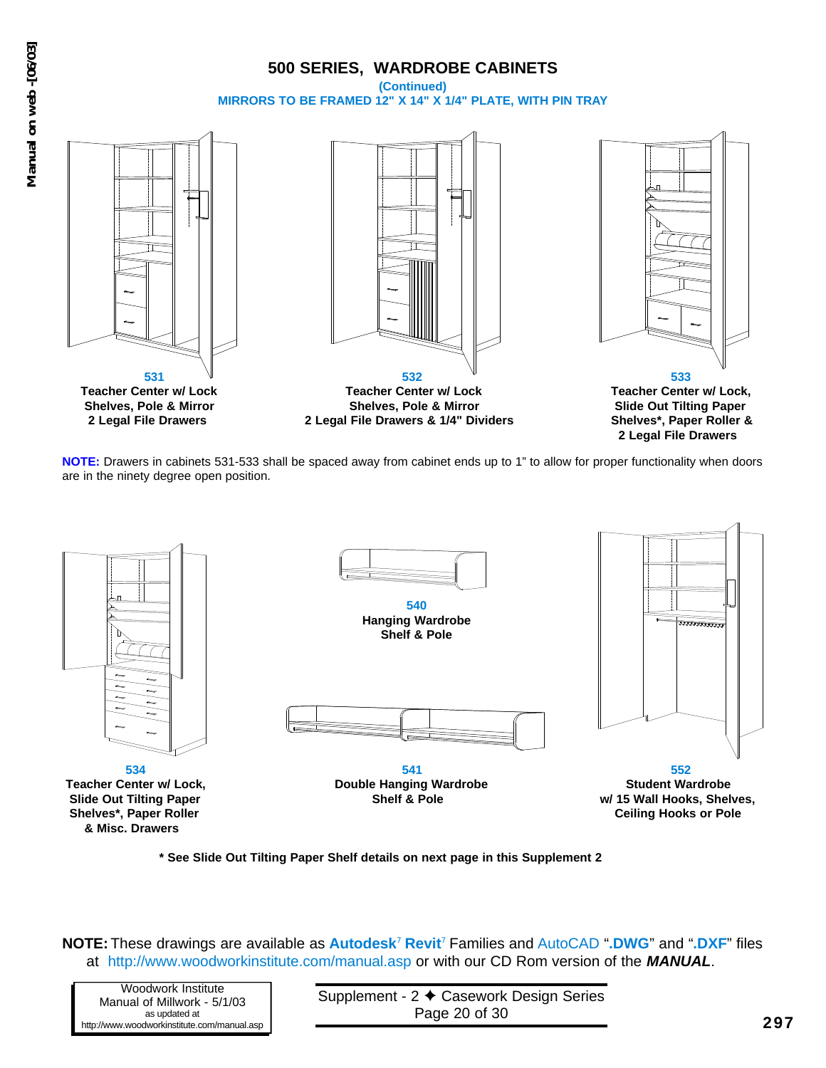# 500 SERIES, WARDROBE CABINETS

**(Continued)**

**MIRRORS TO BE FRAMED 12" X 14" X 1/4" PLATE, WITH PIN TRAY**

**531**
**Teacher Center w/ Lock Shelves, Pole & Mirror 2 Legal File Drawers**

**532**
**Teacher Center w/ Lock Shelves, Pole & Mirror 2 Legal File Drawers & 1/4" Dividers**

**533**
**Teacher Center w/ Lock, Slide Out Tilting Paper Shelves*, Paper Roller & 2 Legal File Drawers**

**NOTE:** Drawers in cabinets 531-533 shall be spaced away from cabinet ends up to 1" to allow for proper functionality when doors are in the ninety degree open position.

**540**
**Hanging Wardrobe Shelf & Pole**

**534**
**Teacher Center w/ Lock, Slide Out Tilting Paper Shelves*, Paper Roller & Misc. Drawers**

**541**
**Double Hanging Wardrobe Shelf & Pole**

**552**
**Student Wardrobe w/ 15 Wall Hooks, Shelves, Ceiling Hooks or Pole**

**\* See Slide Out Tilting Paper Shelf details on next page in this Supplement 2**

**NOTE:** These drawings are available as **Autodesk**[7] **Revit**[7] Families and AutoCAD "**.DWG**" and "**.DXF**" files at http://www.woodworkinstitute.com/manual.asp or with our CD Rom version of the ***MANUAL***.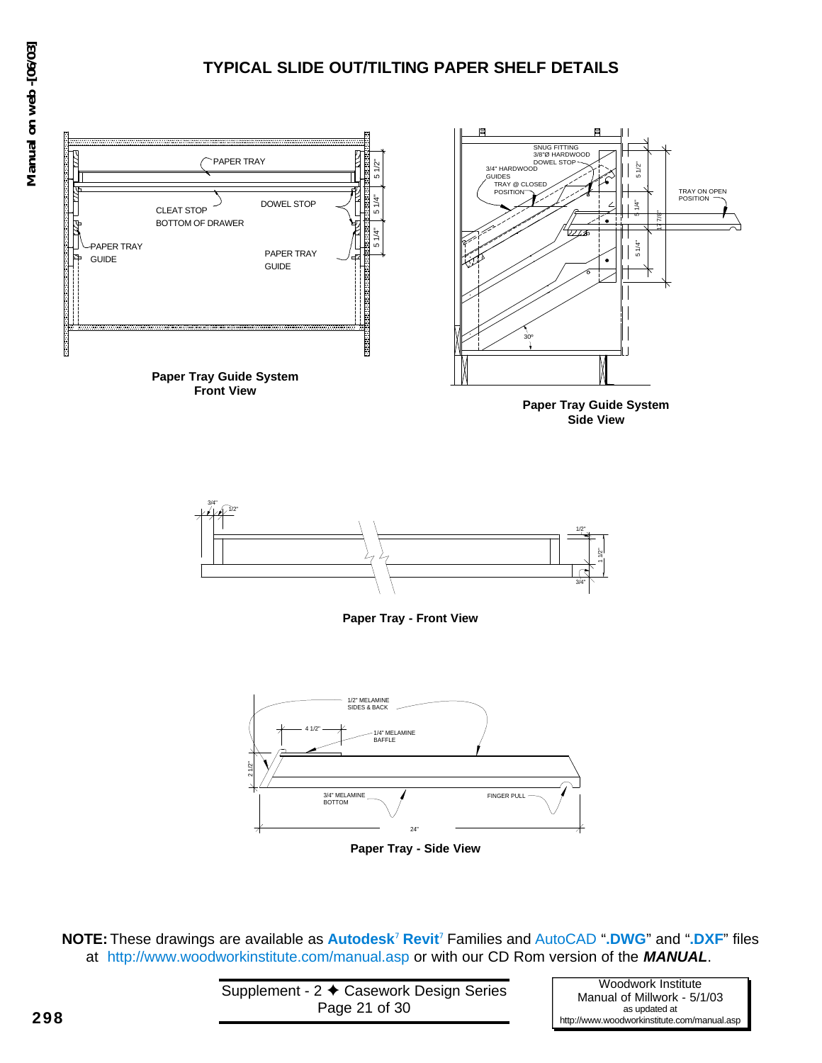# TYPICAL SLIDE OUT/TILTING PAPER SHELF DETAILS

PAPER TRAY

CLEAT STOP

BOTTOM OF DRAWER

DOWEL STOP

PAPER TRAY GUIDE

PAPER TRAY GUIDE

5 1/2"

5 1/4"

5 1/4"

**Paper Tray Guide System Front View**

SNUG FITTING 3/8"Ø HARDWOOD DOWEL STOP

3/4" HARDWOOD GUIDES

TRAY @ CLOSED POSITION

TRAY ON OPEN POSITION

5 1/2"

5 1/4"

5 1/4"

17 7/8"

30°

**Paper Tray Guide System Side View**

3/4"

1/2"

1/2"

1 1/2"

3/4"

**Paper Tray - Front View**

1/2" MELAMINE SIDES & BACK

4 1/2"

1/4" MELAMINE BAFFLE

2 1/2"

3/4" MELAMINE BOTTOM

FINGER PULL

24"

**Paper Tray - Side View**

**NOTE:** These drawings are available as **Autodesk**[7] **Revit**[7] Families and AutoCAD "**.DWG**" and "**.DXF**" files at http://www.woodworkinstitute.com/manual.asp or with our CD Rom version of the ***MANUAL***.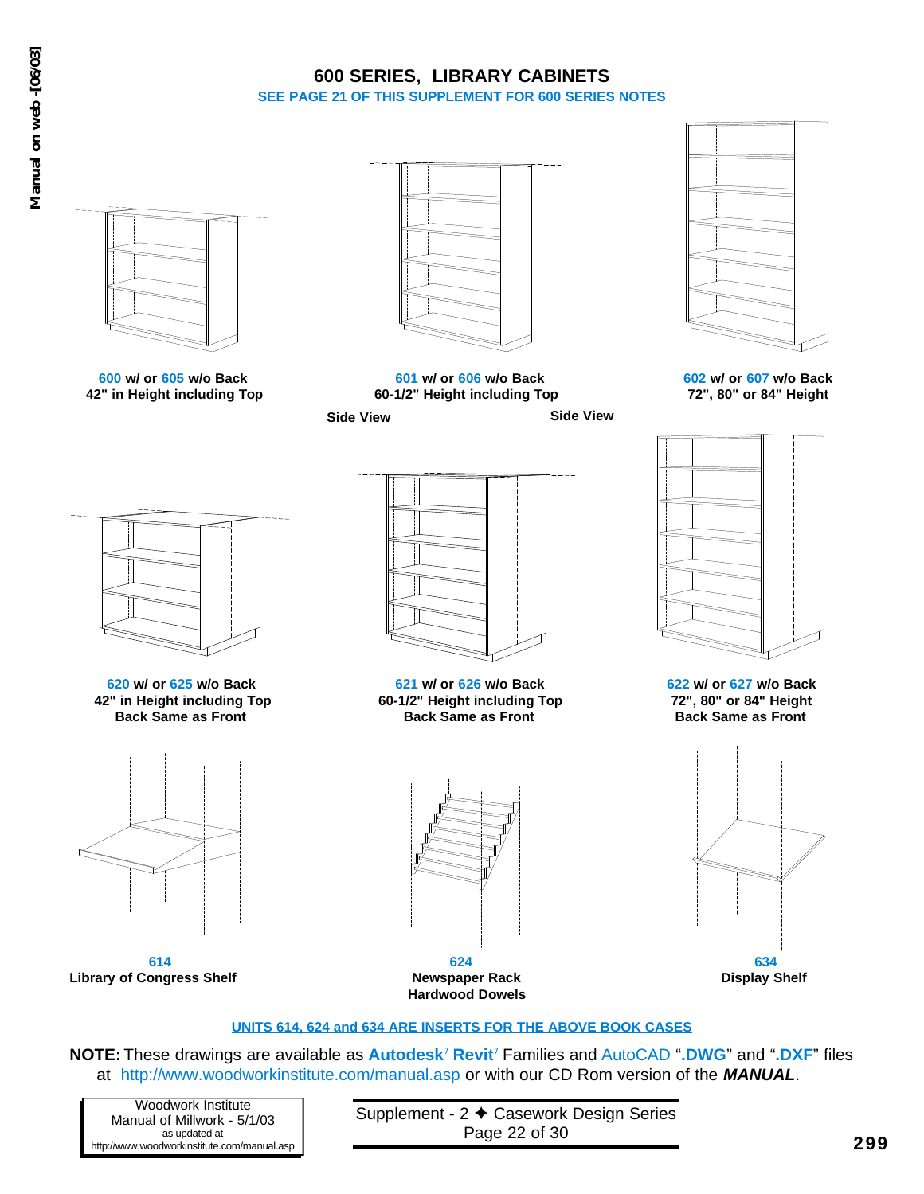# 600 SERIES, LIBRARY CABINETS

SEE PAGE 21 OF THIS SUPPLEMENT FOR 600 SERIES NOTES

**600 w/ or 605 w/o Back**
**42" in Height including Top**

**601 w/ or 606 w/o Back**
**60-1/2" Height including Top**

**602 w/ or 607 w/o Back**
**72", 80" or 84" Height**

**Side View** **Side View**

**620 w/ or 625 w/o Back**
**42" in Height including Top**
**Back Same as Front**

**621 w/ or 626 w/o Back**
**60-1/2" Height including Top**
**Back Same as Front**

**622 w/ or 627 w/o Back**
**72", 80" or 84" Height**
**Back Same as Front**

**614**
**Library of Congress Shelf**

**624**
**Newspaper Rack**
**Hardwood Dowels**

**634**
**Display Shelf**

**UNITS 614, 624 and 634 ARE INSERTS FOR THE ABOVE BOOK CASES**

**NOTE:** These drawings are available as **Autodesk**[7] **Revit**[7] Families and AutoCAD "**.DWG**" and "**.DXF**" files at http://www.woodworkinstitute.com/manual.asp or with our CD Rom version of the ***MANUAL***.

Woodwork Institute
Manual of Millwork - 5/1/03
as updated at
http://www.woodworkinstitute.com/manual.asp

Supplement - 2 ✦ Casework Design Series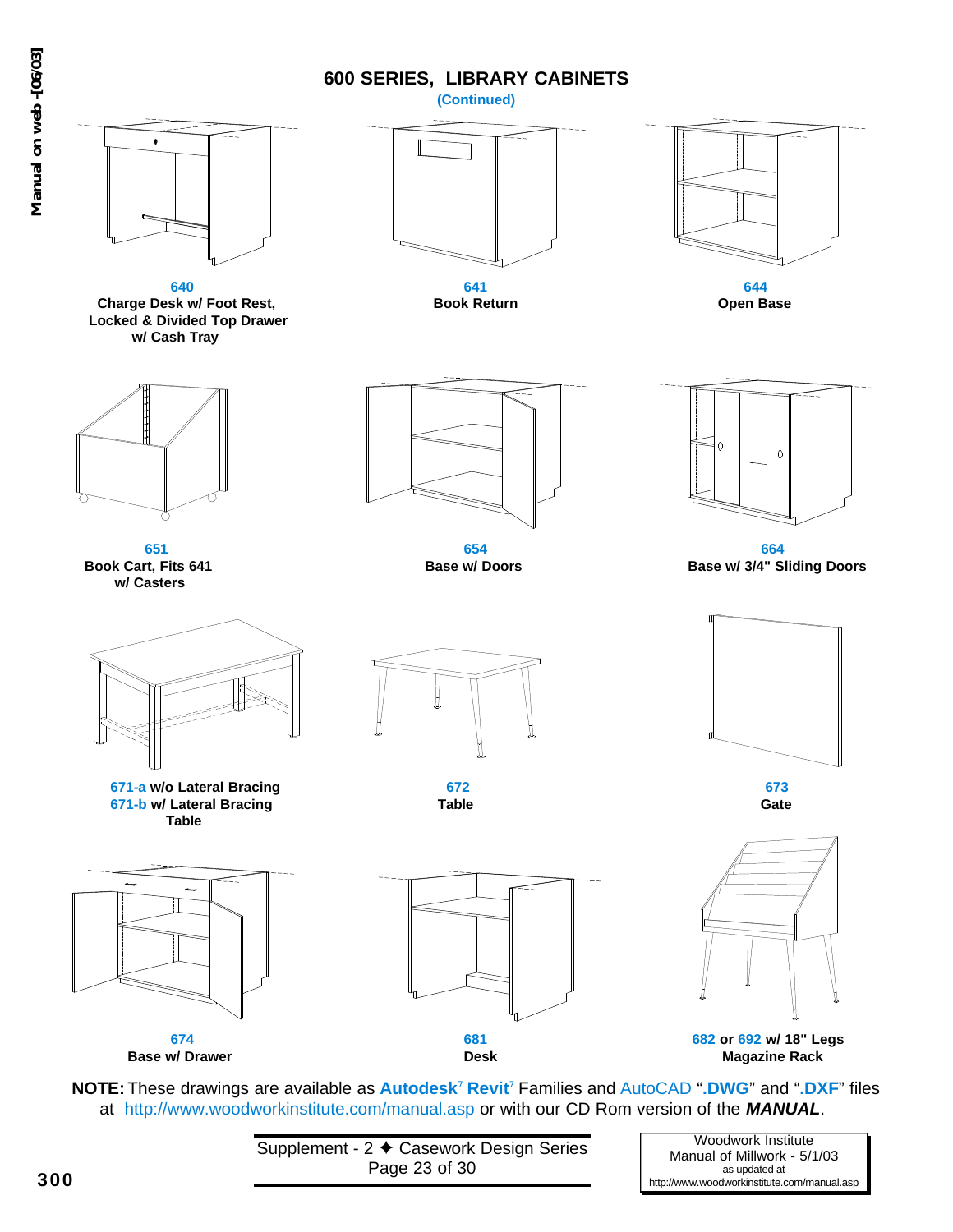## 600 SERIES, LIBRARY CABINETS

(Continued)

**640**
**Charge Desk w/ Foot Rest, Locked & Divided Top Drawer w/ Cash Tray**

**641**
**Book Return**

**644**
**Open Base**

**651**
**Book Cart, Fits 641 w/ Casters**

**654**
**Base w/ Doors**

**664**
**Base w/ 3/4" Sliding Doors**

**671-a w/o Lateral Bracing**
**671-b w/ Lateral Bracing**
**Table**

**672**
**Table**

**673**
**Gate**

**674**
**Base w/ Drawer**

**681**
**Desk**

**682 or 692 w/ 18" Legs**
**Magazine Rack**

**NOTE:** These drawings are available as **Autodesk**[7] **Revit**[7] Families and AutoCAD "**.DWG**" and "**.DXF**" files at http://www.woodworkinstitute.com/manual.asp or with our CD Rom version of the ***MANUAL***.

Supplement - 2 ✦ Casework Design Series

Woodwork Institute
Manual of Millwork - 5/1/03
as updated at
http://www.woodworkinstitute.com/manual.asp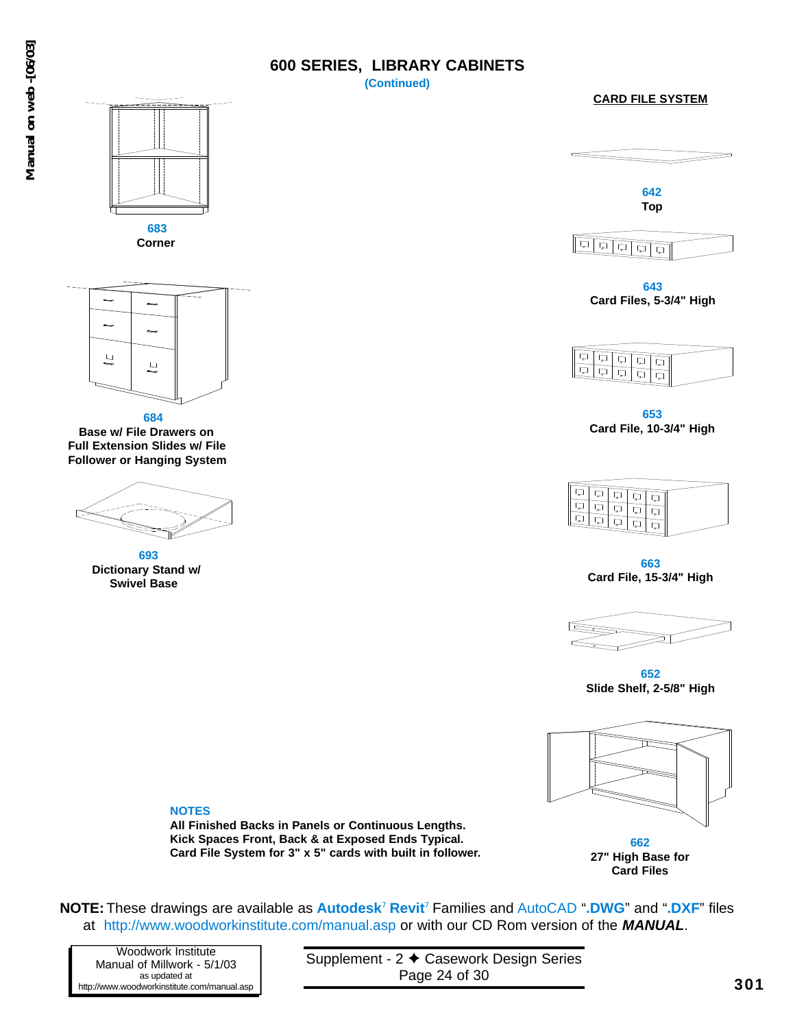# 600 SERIES, LIBRARY CABINETS

(Continued)

**683**
**Corner**

**684**
**Base w/ File Drawers on Full Extension Slides w/ File Follower or Hanging System**

**693**
**Dictionary Stand w/ Swivel Base**

## CARD FILE SYSTEM

**642**
**Top**

**643**
**Card Files, 5-3/4" High**

**653**
**Card File, 10-3/4" High**

**663**
**Card File, 15-3/4" High**

**652**
**Slide Shelf, 2-5/8" High**

**662**
**27" High Base for Card Files**

**NOTES**

**All Finished Backs in Panels or Continuous Lengths.**
**Kick Spaces Front, Back & at Exposed Ends Typical.**
**Card File System for 3" x 5" cards with built in follower.**

**NOTE:** These drawings are available as **Autodesk**[7] **Revit**[7] Families and AutoCAD "**.DWG**" and "**.DXF**" files at http://www.woodworkinstitute.com/manual.asp or with our CD Rom version of the ***MANUAL***.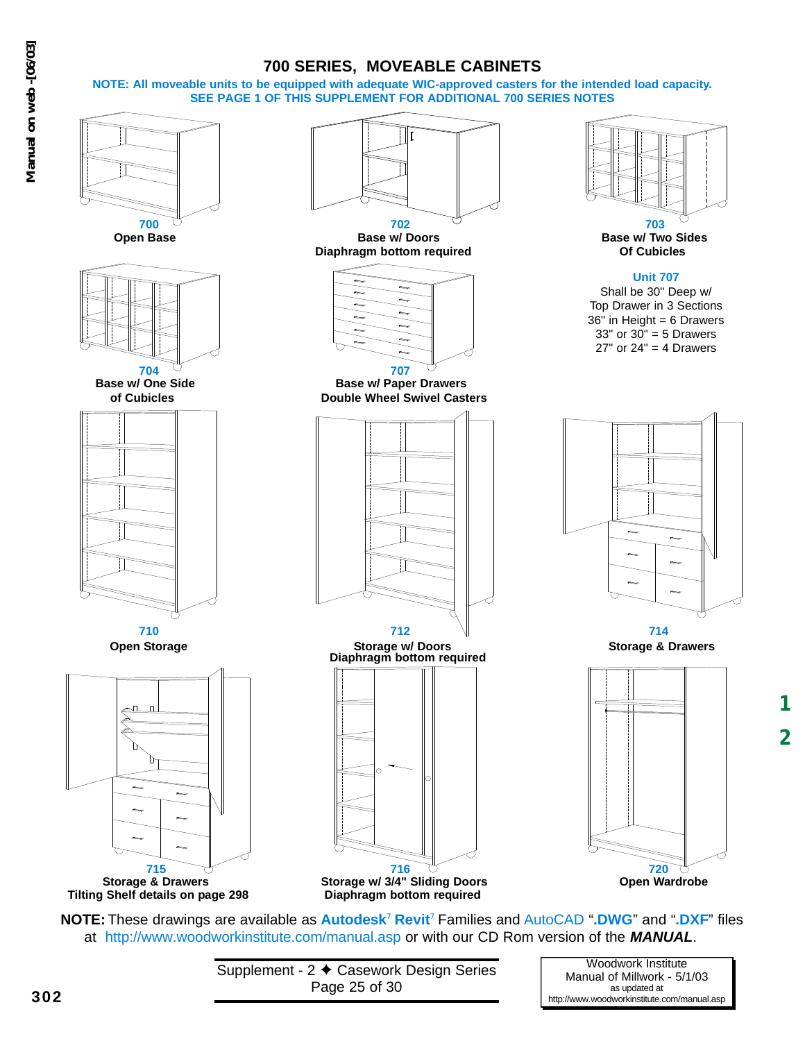# 700 SERIES, MOVEABLE CABINETS

**NOTE: All moveable units to be equipped with adequate WIC-approved casters for the intended load capacity.**
**SEE PAGE 1 OF THIS SUPPLEMENT FOR ADDITIONAL 700 SERIES NOTES**

**700**
**Open Base**

**702**
**Base w/ Doors**
**Diaphragm bottom required**

**703**
**Base w/ Two Sides Of Cubicles**

**704**
**Base w/ One Side of Cubicles**

**707**
**Base w/ Paper Drawers**
**Double Wheel Swivel Casters**

**Unit 707**
Shall be 30" Deep w/
Top Drawer in 3 Sections
36" in Height = 6 Drawers
33" or 30" = 5 Drawers
27" or 24" = 4 Drawers

**710**
**Open Storage**

**712**
**Storage w/ Doors**
**Diaphragm bottom required**

**714**
**Storage & Drawers**

**715**
**Storage & Drawers**
**Tilting Shelf details on page 298**

**716**
**Storage w/ 3/4" Sliding Doors**
**Diaphragm bottom required**

**720**
**Open Wardrobe**

**NOTE:** These drawings are available as **Autodesk[7] Revit[7]** Families and AutoCAD "**.DWG**" and "**.DXF**" files at http://www.woodworkinstitute.com/manual.asp or with our CD Rom version of the ***MANUAL***.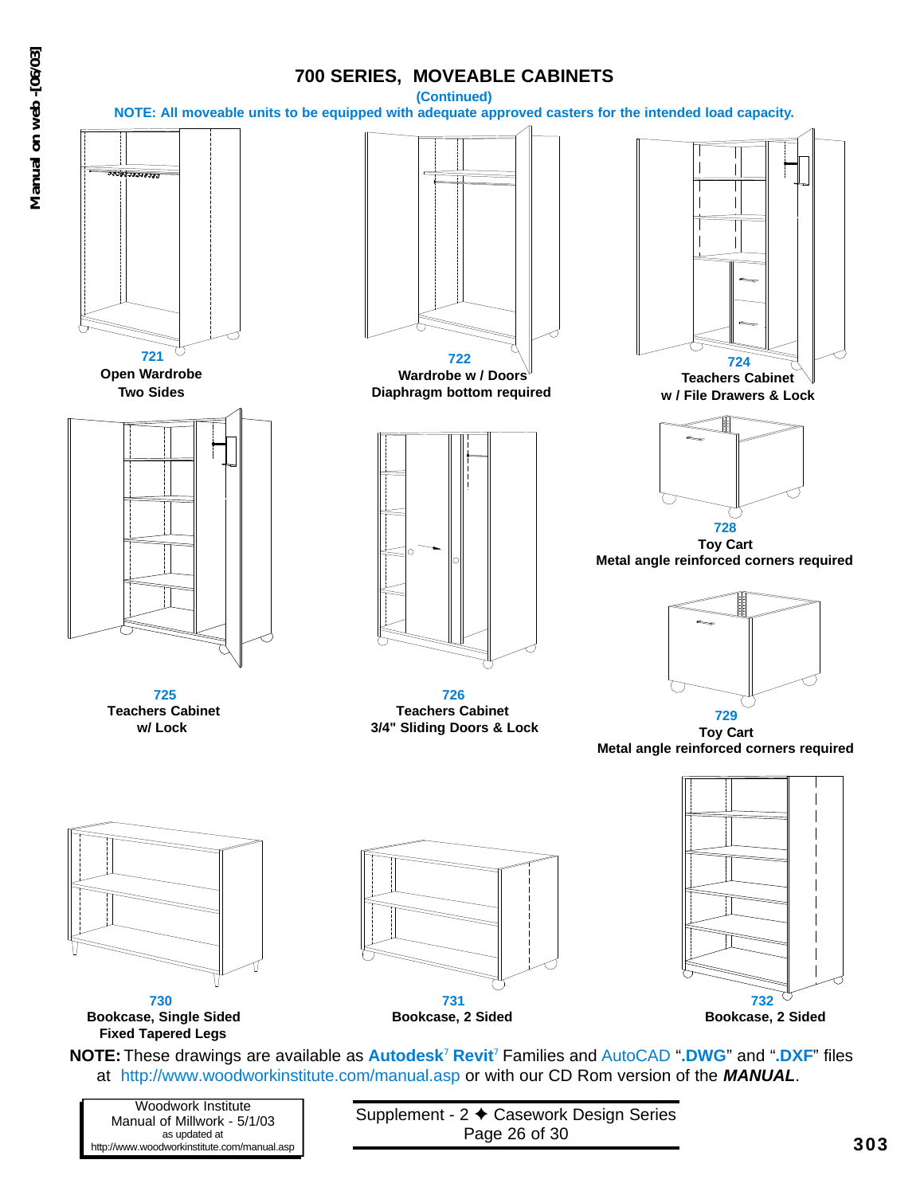# 700 SERIES, MOVEABLE CABINETS

**(Continued)**

**NOTE: All moveable units to be equipped with adequate approved casters for the intended load capacity.**

**721**
**Open Wardrobe**
**Two Sides**

**722**
**Wardrobe w / Doors**
**Diaphragm bottom required**

**724**
**Teachers Cabinet**
**w / File Drawers & Lock**

**725**
**Teachers Cabinet**
**w/ Lock**

**726**
**Teachers Cabinet**
**3/4" Sliding Doors & Lock**

**728**
**Toy Cart**
**Metal angle reinforced corners required**

**729**
**Toy Cart**
**Metal angle reinforced corners required**

**730**
**Bookcase, Single Sided**
**Fixed Tapered Legs**

**731**
**Bookcase, 2 Sided**

**732**
**Bookcase, 2 Sided**

**NOTE:** These drawings are available as **Autodesk**[7] **Revit**[7] Families and AutoCAD "**.DWG**" and "**.DXF**" files at http://www.woodworkinstitute.com/manual.asp or with our CD Rom version of the ***MANUAL***.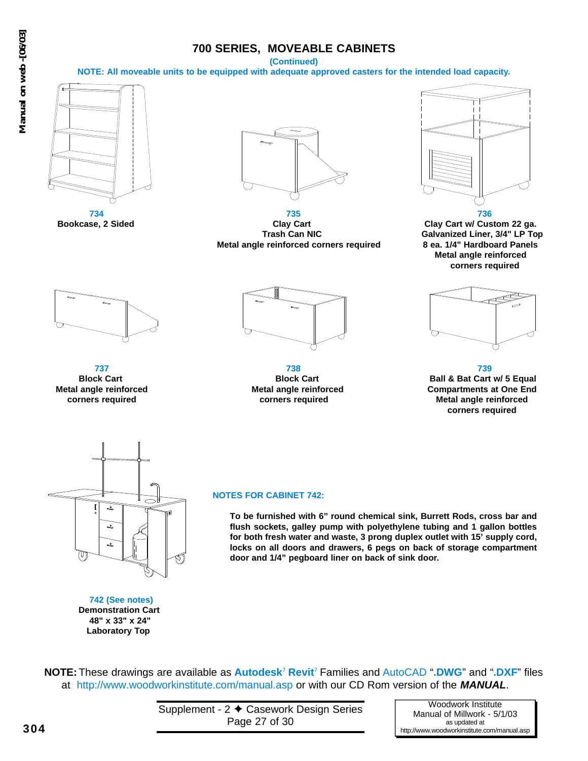# 700 SERIES, MOVEABLE CABINETS

**(Continued)**

**NOTE: All moveable units to be equipped with adequate approved casters for the intended load capacity.**

**734**
**Bookcase, 2 Sided**

**735**
**Clay Cart**
**Trash Can NIC**
**Metal angle reinforced corners required**

**736**
**Clay Cart w/ Custom 22 ga. Galvanized Liner, 3/4" LP Top**
**8 ea. 1/4" Hardboard Panels**
**Metal angle reinforced corners required**

**737**
**Block Cart**
**Metal angle reinforced corners required**

**738**
**Block Cart**
**Metal angle reinforced corners required**

**739**
**Ball & Bat Cart w/ 5 Equal Compartments at One End**
**Metal angle reinforced corners required**

**742 (See notes)**
**Demonstration Cart**
**48" x 33" x 24"**
**Laboratory Top**

**NOTES FOR CABINET 742:**

**To be furnished with 6" round chemical sink, Burrett Rods, cross bar and flush sockets, galley pump with polyethylene tubing and 1 gallon bottles for both fresh water and waste, 3 prong duplex outlet with 15' supply cord, locks on all doors and drawers, 6 pegs on back of storage compartment door and 1/4" pegboard liner on back of sink door.**

**NOTE:** These drawings are available as **Autodesk**[7] **Revit**[7] Families and AutoCAD "**.DWG**" and "**.DXF**" files at http://www.woodworkinstitute.com/manual.asp or with our CD Rom version of the ***MANUAL***.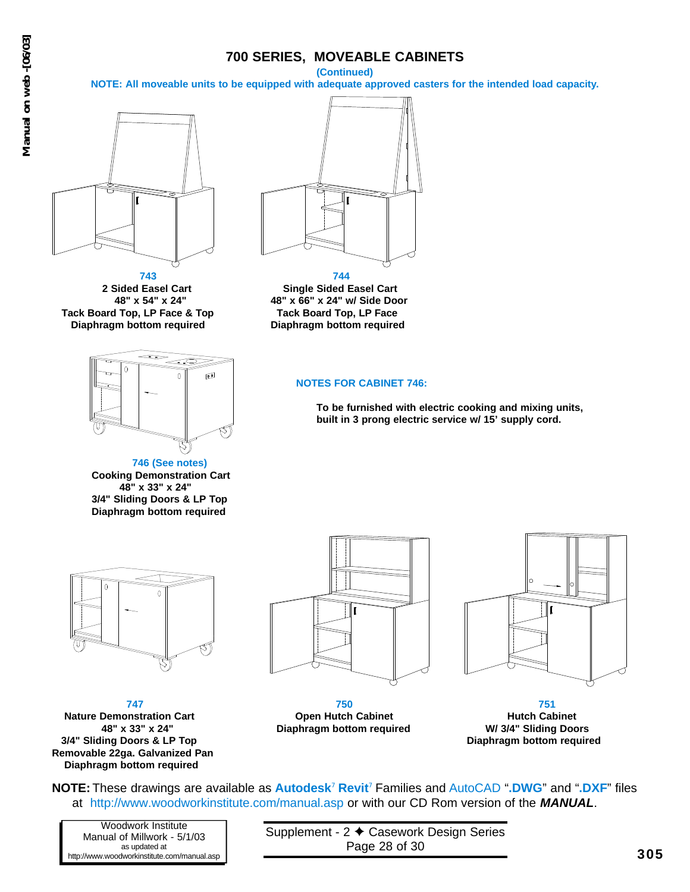# 700 SERIES, MOVEABLE CABINETS

**(Continued)**

**NOTE: All moveable units to be equipped with adequate approved casters for the intended load capacity.**

**743**
**2 Sided Easel Cart**
**48" x 54" x 24"**
**Tack Board Top, LP Face & Top**
**Diaphragm bottom required**

**744**
**Single Sided Easel Cart**
**48" x 66" x 24" w/ Side Door**
**Tack Board Top, LP Face**
**Diaphragm bottom required**

**746 (See notes)**
**Cooking Demonstration Cart**
**48" x 33" x 24"**
**3/4" Sliding Doors & LP Top**
**Diaphragm bottom required**

**NOTES FOR CABINET 746:**

**To be furnished with electric cooking and mixing units, built in 3 prong electric service w/ 15' supply cord.**

**747**
**Nature Demonstration Cart**
**48" x 33" x 24"**
**3/4" Sliding Doors & LP Top**
**Removable 22ga. Galvanized Pan**
**Diaphragm bottom required**

**750**
**Open Hutch Cabinet**
**Diaphragm bottom required**

**751**
**Hutch Cabinet**
**W/ 3/4" Sliding Doors**
**Diaphragm bottom required**

**NOTE:** These drawings are available as **Autodesk® Revit®** Families and AutoCAD "**.DWG**" and "**.DXF**" files at http://www.woodworkinstitute.com/manual.asp or with our CD Rom version of the ***MANUAL***.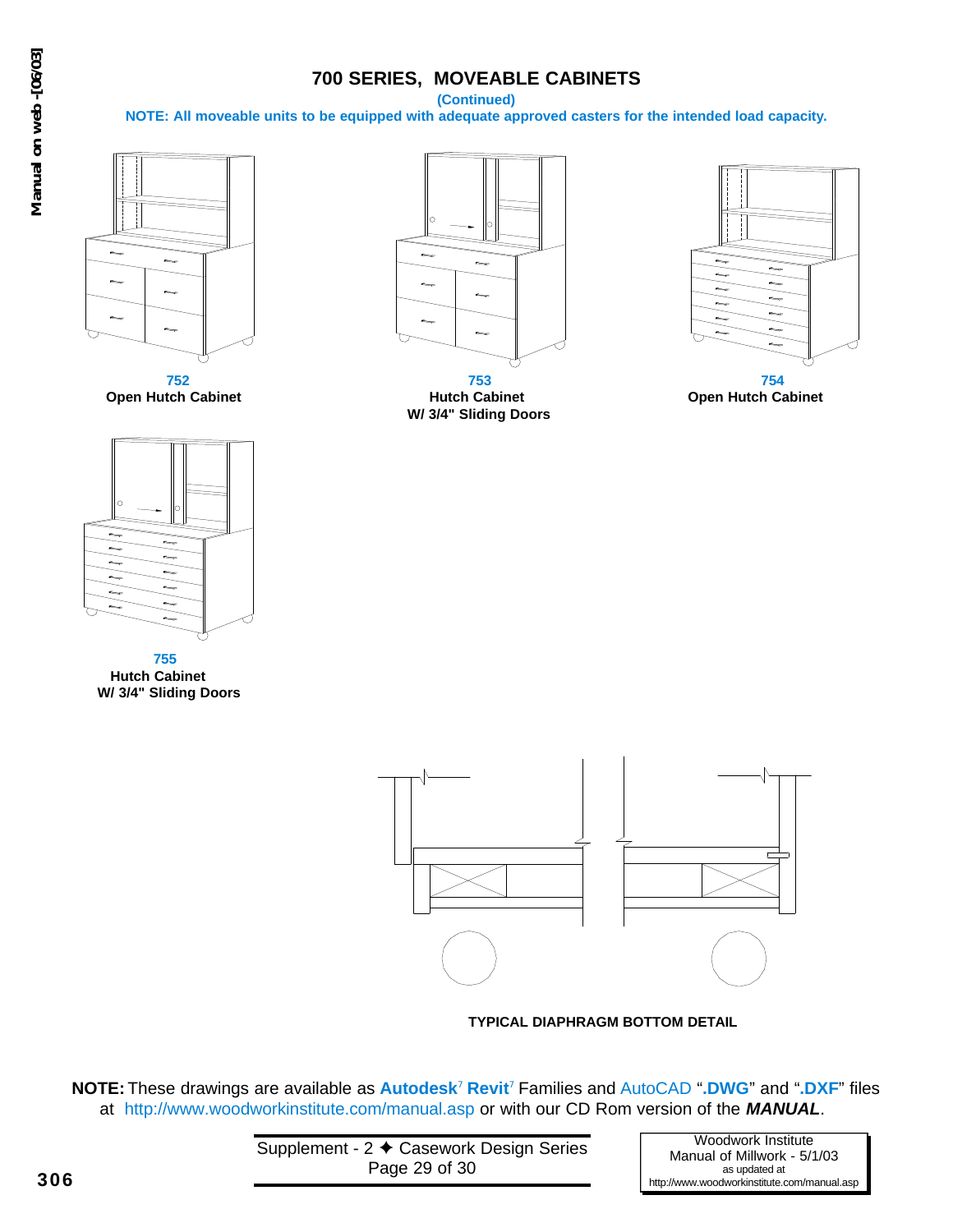# 700 SERIES, MOVEABLE CABINETS

**(Continued)**

**NOTE: All moveable units to be equipped with adequate approved casters for the intended load capacity.**

**752**
**Open Hutch Cabinet**

**753**
**Hutch Cabinet**
**W/ 3/4" Sliding Doors**

**754**
**Open Hutch Cabinet**

**755**
**Hutch Cabinet**
**W/ 3/4" Sliding Doors**

**TYPICAL DIAPHRAGM BOTTOM DETAIL**

**NOTE:** These drawings are available as **Autodesk**[7] **Revit**[7] Families and AutoCAD "**.DWG**" and "**.DXF**" files at http://www.woodworkinstitute.com/manual.asp or with our CD Rom version of the ***MANUAL***.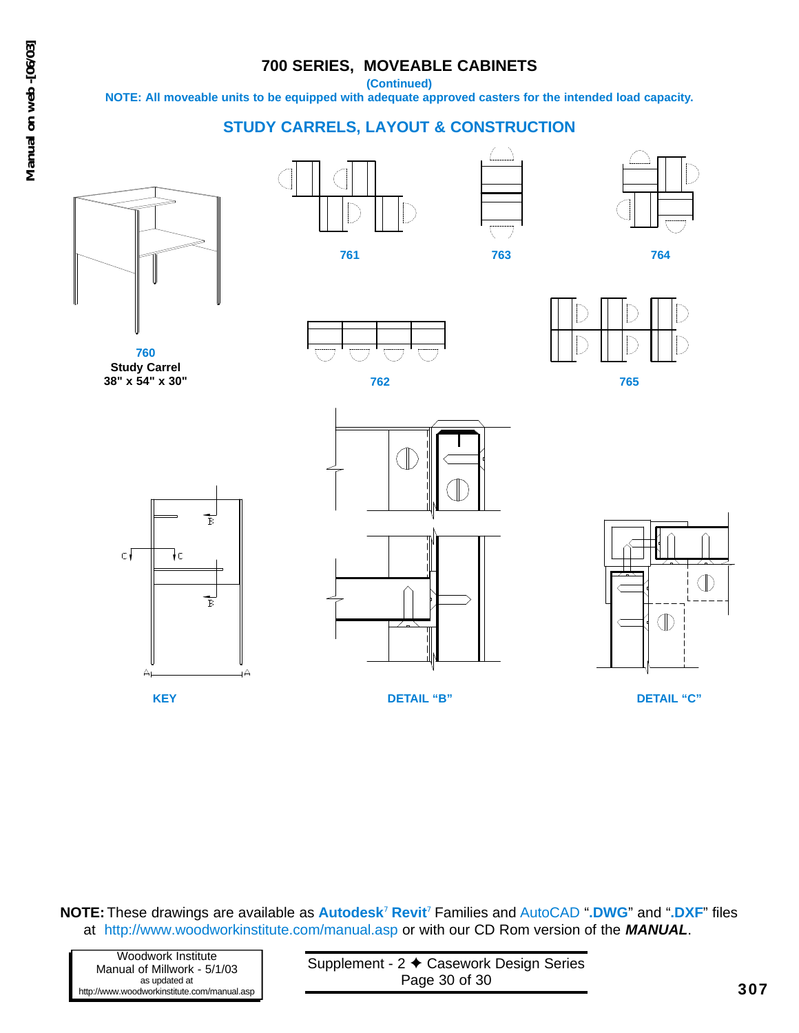# 700 SERIES, MOVEABLE CABINETS

**(Continued)**

**NOTE: All moveable units to be equipped with adequate approved casters for the intended load capacity.**

## STUDY CARRELS, LAYOUT & CONSTRUCTION

**760**
**Study Carrel**
**38" x 54" x 30"**

**761**

**763**

**764**

**762**

**765**

**KEY**

**DETAIL "B"**

**DETAIL "C"**

**NOTE:** These drawings are available as **Autodesk**[7] **Revit**[7] Families and AutoCAD "**.DWG**" and "**.DXF**" files at http://www.woodworkinstitute.com/manual.asp or with our CD Rom version of the ***MANUAL***.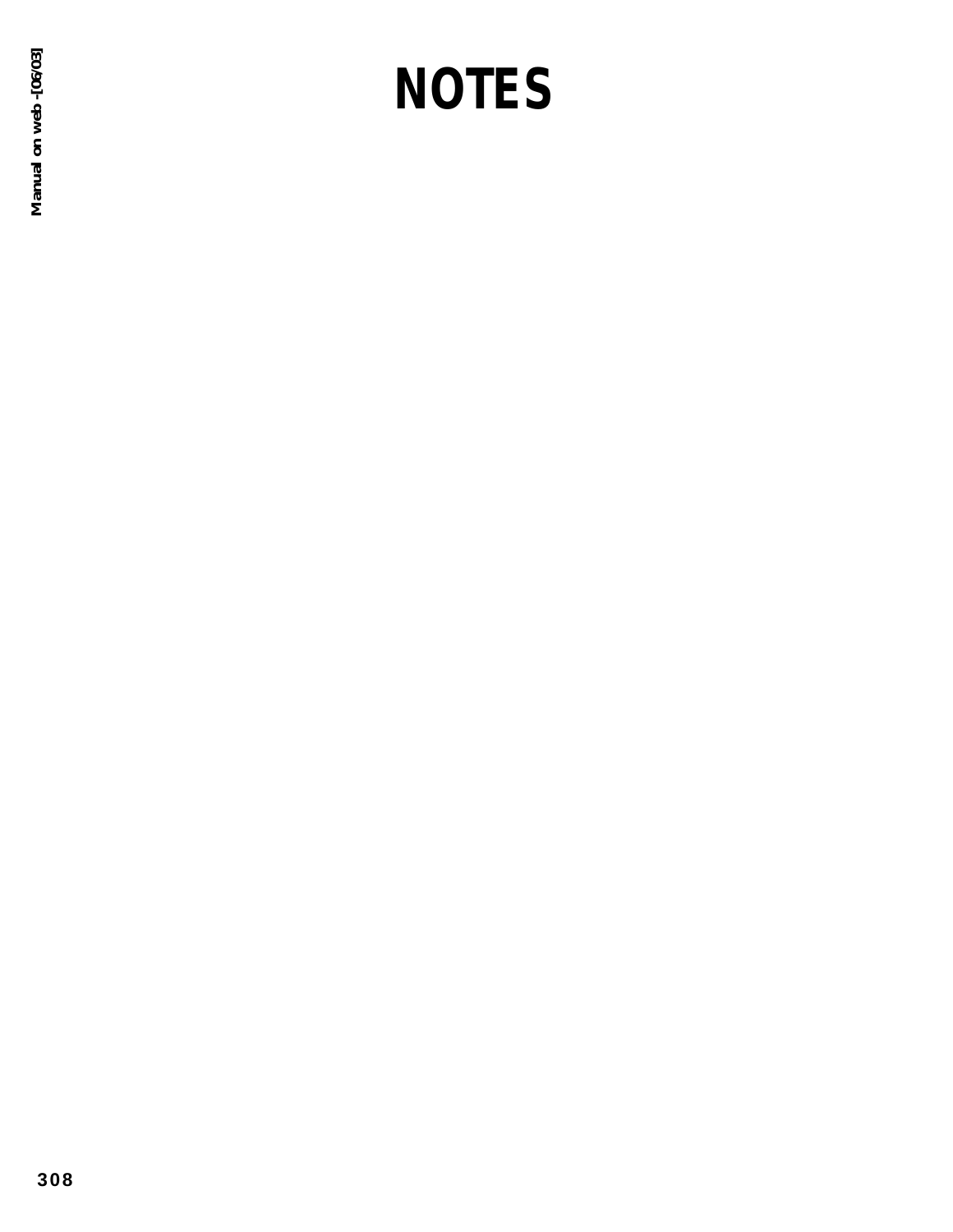# NOTES